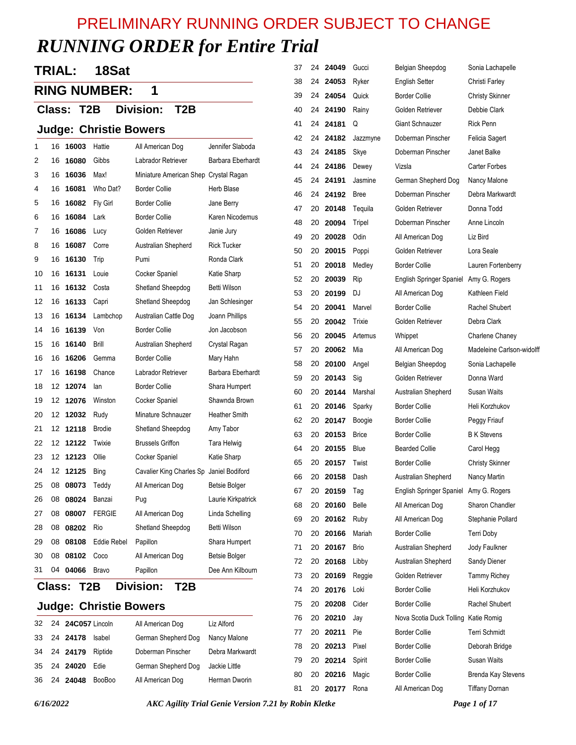PRELIMINARY RUNNING ORDER SUBJECT TO CHANGE

# *RUNNING ORDER for Entire Trial*

## TRIAL: 18Sat

## RING NUMBER: 1

### Class: T2B Division: T2B

### Judge: Christie Bowers

| | | | | | |
|---|---|---|---|---|---|
| 1 | 16 | **16003** | Hattie | All American Dog | Jennifer Slaboda |
| 2 | 16 | **16080** | Gibbs | Labrador Retriever | Barbara Eberhardt |
| 3 | 16 | **16036** | Max! | Miniature American Shep | Crystal Ragan |
| 4 | 16 | **16081** | Who Dat? | Border Collie | Herb Blase |
| 5 | 16 | **16082** | Fly Girl | Border Collie | Jane Berry |
| 6 | 16 | **16084** | Lark | Border Collie | Karen Nicodemus |
| 7 | 16 | **16086** | Lucy | Golden Retriever | Janie Jury |
| 8 | 16 | **16087** | Corre | Australian Shepherd | Rick Tucker |
| 9 | 16 | **16130** | Trip | Pumi | Ronda Clark |
| 10 | 16 | **16131** | Louie | Cocker Spaniel | Katie Sharp |
| 11 | 16 | **16132** | Costa | Shetland Sheepdog | Betti Wilson |
| 12 | 16 | **16133** | Capri | Shetland Sheepdog | Jan Schlesinger |
| 13 | 16 | **16134** | Lambchop | Australian Cattle Dog | Joann Phillips |
| 14 | 16 | **16139** | Von | Border Collie | Jon Jacobson |
| 15 | 16 | **16140** | Brill | Australian Shepherd | Crystal Ragan |
| 16 | 16 | **16206** | Gemma | Border Collie | Mary Hahn |
| 17 | 16 | **16198** | Chance | Labrador Retriever | Barbara Eberhardt |
| 18 | 12 | **12074** | Ian | Border Collie | Shara Humpert |
| 19 | 12 | **12076** | Winston | Cocker Spaniel | Shawnda Brown |
| 20 | 12 | **12032** | Rudy | Minature Schnauzer | Heather Smith |
| 21 | 12 | **12118** | Brodie | Shetland Sheepdog | Amy Tabor |
| 22 | 12 | **12122** | Twixie | Brussels Griffon | Tara Helwig |
| 23 | 12 | **12123** | Ollie | Cocker Spaniel | Katie Sharp |
| 24 | 12 | **12125** | Bing | Cavalier King Charles Sp | Janiel Bodiford |
| 25 | 08 | **08073** | Teddy | All American Dog | Betsie Bolger |
| 26 | 08 | **08024** | Banzai | Pug | Laurie Kirkpatrick |
| 27 | 08 | **08007** | FERGIE | All American Dog | Linda Schelling |
| 28 | 08 | **08202** | Rio | Shetland Sheepdog | Betti Wilson |
| 29 | 08 | **08108** | Eddie Rebel | Papillon | Shara Humpert |
| 30 | 08 | **08102** | Coco | All American Dog | Betsie Bolger |
| 31 | 04 | **04066** | Bravo | Papillon | Dee Ann Kilbourn |

### Class: T2B Division: T2B

### Judge: Christie Bowers

| | | | | | |
|---|---|---|---|---|---|
| 32 | 24 | **24C057** | Lincoln | All American Dog | Liz Alford |
| 33 | 24 | **24178** | Isabel | German Shepherd Dog | Nancy Malone |
| 34 | 24 | **24179** | Riptide | Doberman Pinscher | Debra Markwardt |
| 35 | 24 | **24020** | Edie | German Shepherd Dog | Jackie Little |
| 36 | 24 | **24048** | BooBoo | All American Dog | Herman Dworin |
| 37 | 24 | **24049** | Gucci | Belgian Sheepdog | Sonia Lachapelle |
| 38 | 24 | **24053** | Ryker | English Setter | Christi Farley |
| 39 | 24 | **24054** | Quick | Border Collie | Christy Skinner |
| 40 | 24 | **24190** | Rainy | Golden Retriever | Debbie Clark |
| 41 | 24 | **24181** | Q | Giant Schnauzer | Rick Penn |
| 42 | 24 | **24182** | Jazzmyne | Doberman Pinscher | Felicia Sagert |
| 43 | 24 | **24185** | Skye | Doberman Pinscher | Janet Balke |
| 44 | 24 | **24186** | Dewey | Vizsla | Carter Forbes |
| 45 | 24 | **24191** | Jasmine | German Shepherd Dog | Nancy Malone |
| 46 | 24 | **24192** | Bree | Doberman Pinscher | Debra Markwardt |
| 47 | 20 | **20148** | Tequila | Golden Retriever | Donna Todd |
| 48 | 20 | **20094** | Tripel | Doberman Pinscher | Anne Lincoln |
| 49 | 20 | **20028** | Odin | All American Dog | Liz Bird |
| 50 | 20 | **20015** | Poppi | Golden Retriever | Lora Seale |
| 51 | 20 | **20018** | Medley | Border Collie | Lauren Fortenberry |
| 52 | 20 | **20039** | Rip | English Springer Spaniel | Amy G. Rogers |
| 53 | 20 | **20199** | DJ | All American Dog | Kathleen Field |
| 54 | 20 | **20041** | Marvel | Border Collie | Rachel Shubert |
| 55 | 20 | **20042** | Trixie | Golden Retriever | Debra Clark |
| 56 | 20 | **20045** | Artemus | Whippet | Charlene Chaney |
| 57 | 20 | **20062** | Mia | All American Dog | Madeleine Carlson-widolff |
| 58 | 20 | **20100** | Angel | Belgian Sheepdog | Sonia Lachapelle |
| 59 | 20 | **20143** | Sig | Golden Retriever | Donna Ward |
| 60 | 20 | **20144** | Marshal | Australian Shepherd | Susan Waits |
| 61 | 20 | **20146** | Sparky | Border Collie | Heli Korzhukov |
| 62 | 20 | **20147** | Boogie | Border Collie | Peggy Friauf |
| 63 | 20 | **20153** | Brice | Border Collie | B K Stevens |
| 64 | 20 | **20155** | Blue | Bearded Collie | Carol Hegg |
| 65 | 20 | **20157** | Twist | Border Collie | Christy Skinner |
| 66 | 20 | **20158** | Dash | Australian Shepherd | Nancy Martin |
| 67 | 20 | **20159** | Tag | English Springer Spaniel | Amy G. Rogers |
| 68 | 20 | **20160** | Belle | All American Dog | Sharon Chandler |
| 69 | 20 | **20162** | Ruby | All American Dog | Stephanie Pollard |
| 70 | 20 | **20166** | Mariah | Border Collie | Terri Doby |
| 71 | 20 | **20167** | Brio | Australian Shepherd | Jody Faulkner |
| 72 | 20 | **20168** | Libby | Australian Shepherd | Sandy Diener |
| 73 | 20 | **20169** | Reggie | Golden Retriever | Tammy Richey |
| 74 | 20 | **20176** | Loki | Border Collie | Heli Korzhukov |
| 75 | 20 | **20208** | Cider | Border Collie | Rachel Shubert |
| 76 | 20 | **20210** | Jay | Nova Scotia Duck Tolling | Katie Romig |
| 77 | 20 | **20211** | Pie | Border Collie | Terri Schmidt |
| 78 | 20 | **20213** | Pixel | Border Collie | Deborah Bridge |
| 79 | 20 | **20214** | Spirit | Border Collie | Susan Waits |
| 80 | 20 | **20216** | Magic | Border Collie | Brenda Kay Stevens |
| 81 | 20 | **20177** | Rona | All American Dog | Tiffany Dornan |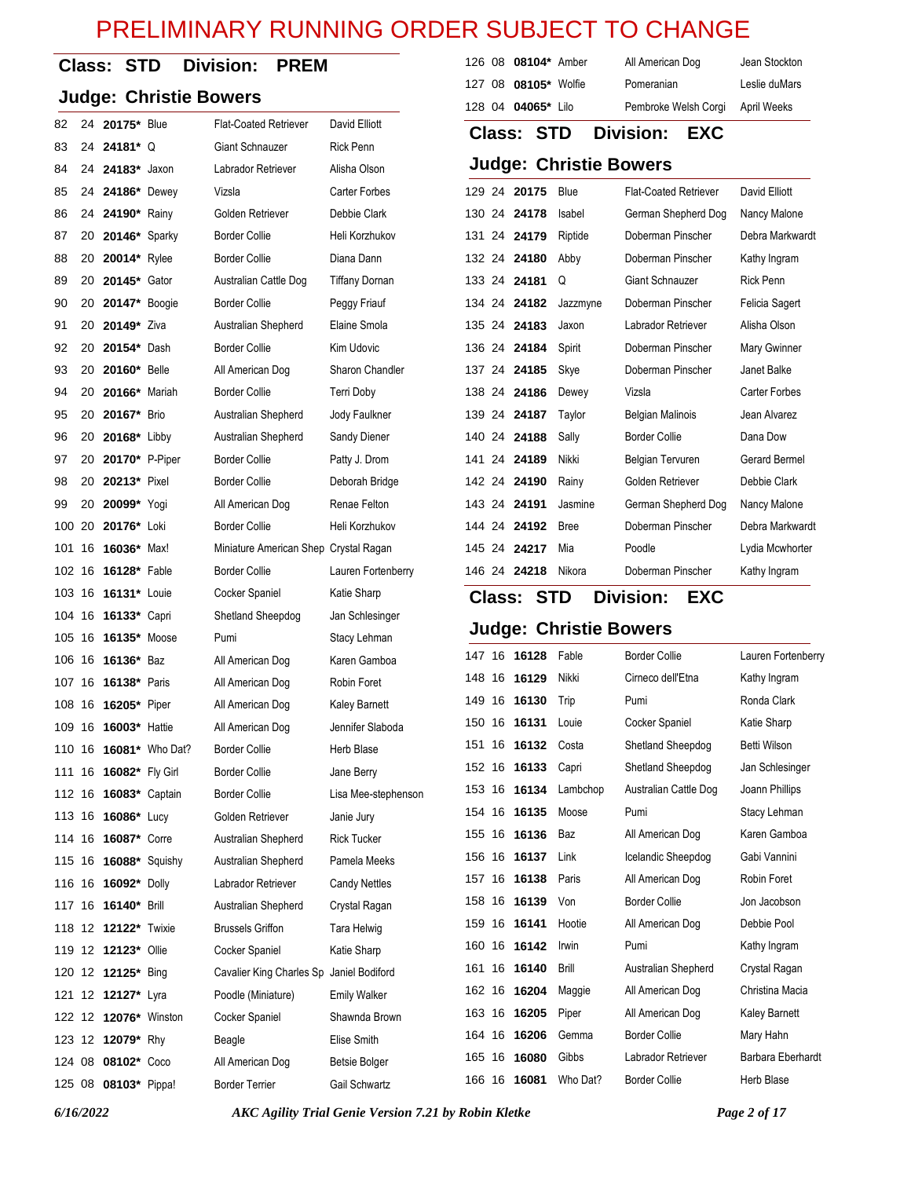# PRELIMINARY RUNNING ORDER SUBJECT TO CHANGE

## Class: STD Division: PREM

### Judge: Christie Bowers

| | | | | | |
|---|---|---|---|---|---|
| 82 | 24 | **20175*** | Blue | Flat-Coated Retriever | David Elliott |
| 83 | 24 | **24181*** | Q | Giant Schnauzer | Rick Penn |
| 84 | 24 | **24183*** | Jaxon | Labrador Retriever | Alisha Olson |
| 85 | 24 | **24186*** | Dewey | Vizsla | Carter Forbes |
| 86 | 24 | **24190*** | Rainy | Golden Retriever | Debbie Clark |
| 87 | 20 | **20146*** | Sparky | Border Collie | Heli Korzhukov |
| 88 | 20 | **20014*** | Rylee | Border Collie | Diana Dann |
| 89 | 20 | **20145*** | Gator | Australian Cattle Dog | Tiffany Dornan |
| 90 | 20 | **20147*** | Boogie | Border Collie | Peggy Friauf |
| 91 | 20 | **20149*** | Ziva | Australian Shepherd | Elaine Smola |
| 92 | 20 | **20154*** | Dash | Border Collie | Kim Udovic |
| 93 | 20 | **20160*** | Belle | All American Dog | Sharon Chandler |
| 94 | 20 | **20166*** | Mariah | Border Collie | Terri Doby |
| 95 | 20 | **20167*** | Brio | Australian Shepherd | Jody Faulkner |
| 96 | 20 | **20168*** | Libby | Australian Shepherd | Sandy Diener |
| 97 | 20 | **20170*** | P-Piper | Border Collie | Patty J. Drom |
| 98 | 20 | **20213*** | Pixel | Border Collie | Deborah Bridge |
| 99 | 20 | **20099*** | Yogi | All American Dog | Renae Felton |
| 100 | 20 | **20176*** | Loki | Border Collie | Heli Korzhukov |
| 101 | 16 | **16036*** | Max! | Miniature American Shep | Crystal Ragan |
| 102 | 16 | **16128*** | Fable | Border Collie | Lauren Fortenberry |
| 103 | 16 | **16131*** | Louie | Cocker Spaniel | Katie Sharp |
| 104 | 16 | **16133*** | Capri | Shetland Sheepdog | Jan Schlesinger |
| 105 | 16 | **16135*** | Moose | Pumi | Stacy Lehman |
| 106 | 16 | **16136*** | Baz | All American Dog | Karen Gamboa |
| 107 | 16 | **16138*** | Paris | All American Dog | Robin Foret |
| 108 | 16 | **16205*** | Piper | All American Dog | Kaley Barnett |
| 109 | 16 | **16003*** | Hattie | All American Dog | Jennifer Slaboda |
| 110 | 16 | **16081*** | Who Dat? | Border Collie | Herb Blase |
| 111 | 16 | **16082*** | Fly Girl | Border Collie | Jane Berry |
| 112 | 16 | **16083*** | Captain | Border Collie | Lisa Mee-stephenson |
| 113 | 16 | **16086*** | Lucy | Golden Retriever | Janie Jury |
| 114 | 16 | **16087*** | Corre | Australian Shepherd | Rick Tucker |
| 115 | 16 | **16088*** | Squishy | Australian Shepherd | Pamela Meeks |
| 116 | 16 | **16092*** | Dolly | Labrador Retriever | Candy Nettles |
| 117 | 16 | **16140*** | Brill | Australian Shepherd | Crystal Ragan |
| 118 | 12 | **12122*** | Twixie | Brussels Griffon | Tara Helwig |
| 119 | 12 | **12123*** | Ollie | Cocker Spaniel | Katie Sharp |
| 120 | 12 | **12125*** | Bing | Cavalier King Charles Sp | Janiel Bodiford |
| 121 | 12 | **12127*** | Lyra | Poodle (Miniature) | Emily Walker |
| 122 | 12 | **12076*** | Winston | Cocker Spaniel | Shawnda Brown |
| 123 | 12 | **12079*** | Rhy | Beagle | Elise Smith |
| 124 | 08 | **08102*** | Coco | All American Dog | Betsie Bolger |
| 125 | 08 | **08103*** | Pippa! | Border Terrier | Gail Schwartz |
| 126 | 08 | **08104*** | Amber | All American Dog | Jean Stockton |
| 127 | 08 | **08105*** | Wolfie | Pomeranian | Leslie duMars |
| 128 | 04 | **04065*** | Lilo | Pembroke Welsh Corgi | April Weeks |

## Class: STD Division: EXC

### Judge: Christie Bowers

| | | | | | |
|---|---|---|---|---|---|
| 129 | 24 | **20175** | Blue | Flat-Coated Retriever | David Elliott |
| 130 | 24 | **24178** | Isabel | German Shepherd Dog | Nancy Malone |
| 131 | 24 | **24179** | Riptide | Doberman Pinscher | Debra Markwardt |
| 132 | 24 | **24180** | Abby | Doberman Pinscher | Kathy Ingram |
| 133 | 24 | **24181** | Q | Giant Schnauzer | Rick Penn |
| 134 | 24 | **24182** | Jazzmyne | Doberman Pinscher | Felicia Sagert |
| 135 | 24 | **24183** | Jaxon | Labrador Retriever | Alisha Olson |
| 136 | 24 | **24184** | Spirit | Doberman Pinscher | Mary Gwinner |
| 137 | 24 | **24185** | Skye | Doberman Pinscher | Janet Balke |
| 138 | 24 | **24186** | Dewey | Vizsla | Carter Forbes |
| 139 | 24 | **24187** | Taylor | Belgian Malinois | Jean Alvarez |
| 140 | 24 | **24188** | Sally | Border Collie | Dana Dow |
| 141 | 24 | **24189** | Nikki | Belgian Tervuren | Gerard Bermel |
| 142 | 24 | **24190** | Rainy | Golden Retriever | Debbie Clark |
| 143 | 24 | **24191** | Jasmine | German Shepherd Dog | Nancy Malone |
| 144 | 24 | **24192** | Bree | Doberman Pinscher | Debra Markwardt |
| 145 | 24 | **24217** | Mia | Poodle | Lydia Mcwhorter |
| 146 | 24 | **24218** | Nikora | Doberman Pinscher | Kathy Ingram |

## Class: STD Division: EXC

### Judge: Christie Bowers

| | | | | | |
|---|---|---|---|---|---|
| 147 | 16 | **16128** | Fable | Border Collie | Lauren Fortenberry |
| 148 | 16 | **16129** | Nikki | Cirneco dell'Etna | Kathy Ingram |
| 149 | 16 | **16130** | Trip | Pumi | Ronda Clark |
| 150 | 16 | **16131** | Louie | Cocker Spaniel | Katie Sharp |
| 151 | 16 | **16132** | Costa | Shetland Sheepdog | Betti Wilson |
| 152 | 16 | **16133** | Capri | Shetland Sheepdog | Jan Schlesinger |
| 153 | 16 | **16134** | Lambchop | Australian Cattle Dog | Joann Phillips |
| 154 | 16 | **16135** | Moose | Pumi | Stacy Lehman |
| 155 | 16 | **16136** | Baz | All American Dog | Karen Gamboa |
| 156 | 16 | **16137** | Link | Icelandic Sheepdog | Gabi Vannini |
| 157 | 16 | **16138** | Paris | All American Dog | Robin Foret |
| 158 | 16 | **16139** | Von | Border Collie | Jon Jacobson |
| 159 | 16 | **16141** | Hootie | All American Dog | Debbie Pool |
| 160 | 16 | **16142** | Irwin | Pumi | Kathy Ingram |
| 161 | 16 | **16140** | Brill | Australian Shepherd | Crystal Ragan |
| 162 | 16 | **16204** | Maggie | All American Dog | Christina Macia |
| 163 | 16 | **16205** | Piper | All American Dog | Kaley Barnett |
| 164 | 16 | **16206** | Gemma | Border Collie | Mary Hahn |
| 165 | 16 | **16080** | Gibbs | Labrador Retriever | Barbara Eberhardt |
| 166 | 16 | **16081** | Who Dat? | Border Collie | Herb Blase |

*6/16/2022* *AKC Agility Trial Genie Version 7.21 by Robin Kletke*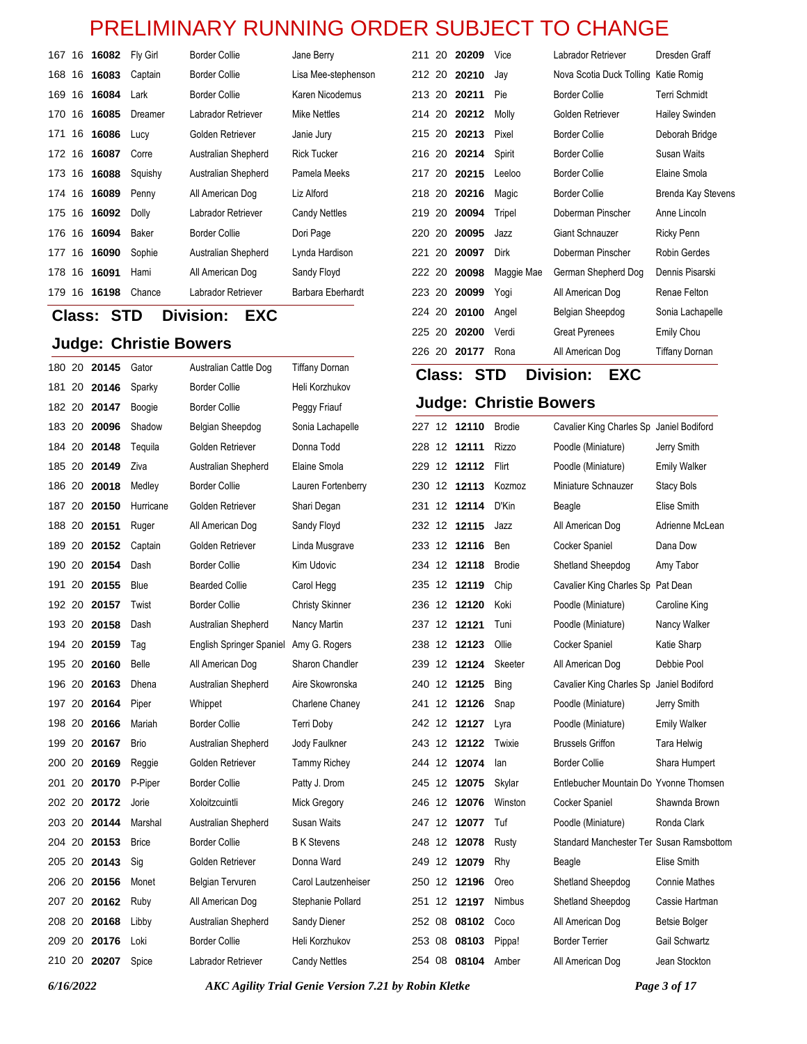# PRELIMINARY RUNNING ORDER SUBJECT TO CHANGE

| # | Ht | Armband | Call Name | Breed | Handler |
|---|---|---|---|---|---|
| 167 | 16 | **16082** | Fly Girl | Border Collie | Jane Berry |
| 168 | 16 | **16083** | Captain | Border Collie | Lisa Mee-stephenson |
| 169 | 16 | **16084** | Lark | Border Collie | Karen Nicodemus |
| 170 | 16 | **16085** | Dreamer | Labrador Retriever | Mike Nettles |
| 171 | 16 | **16086** | Lucy | Golden Retriever | Janie Jury |
| 172 | 16 | **16087** | Corre | Australian Shepherd | Rick Tucker |
| 173 | 16 | **16088** | Squishy | Australian Shepherd | Pamela Meeks |
| 174 | 16 | **16089** | Penny | All American Dog | Liz Alford |
| 175 | 16 | **16092** | Dolly | Labrador Retriever | Candy Nettles |
| 176 | 16 | **16094** | Baker | Border Collie | Dori Page |
| 177 | 16 | **16090** | Sophie | Australian Shepherd | Lynda Hardison |
| 178 | 16 | **16091** | Hami | All American Dog | Sandy Floyd |
| 179 | 16 | **16198** | Chance | Labrador Retriever | Barbara Eberhardt |

## Class: STD Division: EXC

## Judge: Christie Bowers

| # | Ht | Armband | Call Name | Breed | Handler |
|---|---|---|---|---|---|
| 180 | 20 | **20145** | Gator | Australian Cattle Dog | Tiffany Dornan |
| 181 | 20 | **20146** | Sparky | Border Collie | Heli Korzhukov |
| 182 | 20 | **20147** | Boogie | Border Collie | Peggy Friauf |
| 183 | 20 | **20096** | Shadow | Belgian Sheepdog | Sonia Lachapelle |
| 184 | 20 | **20148** | Tequila | Golden Retriever | Donna Todd |
| 185 | 20 | **20149** | Ziva | Australian Shepherd | Elaine Smola |
| 186 | 20 | **20018** | Medley | Border Collie | Lauren Fortenberry |
| 187 | 20 | **20150** | Hurricane | Golden Retriever | Shari Degan |
| 188 | 20 | **20151** | Ruger | All American Dog | Sandy Floyd |
| 189 | 20 | **20152** | Captain | Golden Retriever | Linda Musgrave |
| 190 | 20 | **20154** | Dash | Border Collie | Kim Udovic |
| 191 | 20 | **20155** | Blue | Bearded Collie | Carol Hegg |
| 192 | 20 | **20157** | Twist | Border Collie | Christy Skinner |
| 193 | 20 | **20158** | Dash | Australian Shepherd | Nancy Martin |
| 194 | 20 | **20159** | Tag | English Springer Spaniel | Amy G. Rogers |
| 195 | 20 | **20160** | Belle | All American Dog | Sharon Chandler |
| 196 | 20 | **20163** | Dhena | Australian Shepherd | Aire Skowronska |
| 197 | 20 | **20164** | Piper | Whippet | Charlene Chaney |
| 198 | 20 | **20166** | Mariah | Border Collie | Terri Doby |
| 199 | 20 | **20167** | Brio | Australian Shepherd | Jody Faulkner |
| 200 | 20 | **20169** | Reggie | Golden Retriever | Tammy Richey |
| 201 | 20 | **20170** | P-Piper | Border Collie | Patty J. Drom |
| 202 | 20 | **20172** | Jorie | Xoloitzcuintli | Mick Gregory |
| 203 | 20 | **20144** | Marshal | Australian Shepherd | Susan Waits |
| 204 | 20 | **20153** | Brice | Border Collie | B K Stevens |
| 205 | 20 | **20143** | Sig | Golden Retriever | Donna Ward |
| 206 | 20 | **20156** | Monet | Belgian Tervuren | Carol Lautzenheiser |
| 207 | 20 | **20162** | Ruby | All American Dog | Stephanie Pollard |
| 208 | 20 | **20168** | Libby | Australian Shepherd | Sandy Diener |
| 209 | 20 | **20176** | Loki | Border Collie | Heli Korzhukov |
| 210 | 20 | **20207** | Spice | Labrador Retriever | Candy Nettles |
| 211 | 20 | **20209** | Vice | Labrador Retriever | Dresden Graff |
| 212 | 20 | **20210** | Jay | Nova Scotia Duck Tolling | Katie Romig |
| 213 | 20 | **20211** | Pie | Border Collie | Terri Schmidt |
| 214 | 20 | **20212** | Molly | Golden Retriever | Hailey Swinden |
| 215 | 20 | **20213** | Pixel | Border Collie | Deborah Bridge |
| 216 | 20 | **20214** | Spirit | Border Collie | Susan Waits |
| 217 | 20 | **20215** | Leeloo | Border Collie | Elaine Smola |
| 218 | 20 | **20216** | Magic | Border Collie | Brenda Kay Stevens |
| 219 | 20 | **20094** | Tripel | Doberman Pinscher | Anne Lincoln |
| 220 | 20 | **20095** | Jazz | Giant Schnauzer | Ricky Penn |
| 221 | 20 | **20097** | Dirk | Doberman Pinscher | Robin Gerdes |
| 222 | 20 | **20098** | Maggie Mae | German Shepherd Dog | Dennis Pisarski |
| 223 | 20 | **20099** | Yogi | All American Dog | Renae Felton |
| 224 | 20 | **20100** | Angel | Belgian Sheepdog | Sonia Lachapelle |
| 225 | 20 | **20200** | Verdi | Great Pyrenees | Emily Chou |
| 226 | 20 | **20177** | Rona | All American Dog | Tiffany Dornan |

## Class: STD Division: EXC

## Judge: Christie Bowers

| # | Ht | Armband | Call Name | Breed | Handler |
|---|---|---|---|---|---|
| 227 | 12 | **12110** | Brodie | Cavalier King Charles Sp | Janiel Bodiford |
| 228 | 12 | **12111** | Rizzo | Poodle (Miniature) | Jerry Smith |
| 229 | 12 | **12112** | Flirt | Poodle (Miniature) | Emily Walker |
| 230 | 12 | **12113** | Kozmoz | Miniature Schnauzer | Stacy Bols |
| 231 | 12 | **12114** | D'Kin | Beagle | Elise Smith |
| 232 | 12 | **12115** | Jazz | All American Dog | Adrienne McLean |
| 233 | 12 | **12116** | Ben | Cocker Spaniel | Dana Dow |
| 234 | 12 | **12118** | Brodie | Shetland Sheepdog | Amy Tabor |
| 235 | 12 | **12119** | Chip | Cavalier King Charles Sp | Pat Dean |
| 236 | 12 | **12120** | Koki | Poodle (Miniature) | Caroline King |
| 237 | 12 | **12121** | Tuni | Poodle (Miniature) | Nancy Walker |
| 238 | 12 | **12123** | Ollie | Cocker Spaniel | Katie Sharp |
| 239 | 12 | **12124** | Skeeter | All American Dog | Debbie Pool |
| 240 | 12 | **12125** | Bing | Cavalier King Charles Sp | Janiel Bodiford |
| 241 | 12 | **12126** | Snap | Poodle (Miniature) | Jerry Smith |
| 242 | 12 | **12127** | Lyra | Poodle (Miniature) | Emily Walker |
| 243 | 12 | **12122** | Twixie | Brussels Griffon | Tara Helwig |
| 244 | 12 | **12074** | Ian | Border Collie | Shara Humpert |
| 245 | 12 | **12075** | Skylar | Entlebucher Mountain Do | Yvonne Thomsen |
| 246 | 12 | **12076** | Winston | Cocker Spaniel | Shawnda Brown |
| 247 | 12 | **12077** | Tuf | Poodle (Miniature) | Ronda Clark |
| 248 | 12 | **12078** | Rusty | Standard Manchester Ter | Susan Ramsbottom |
| 249 | 12 | **12079** | Rhy | Beagle | Elise Smith |
| 250 | 12 | **12196** | Oreo | Shetland Sheepdog | Connie Mathes |
| 251 | 12 | **12197** | Nimbus | Shetland Sheepdog | Cassie Hartman |
| 252 | 08 | **08102** | Coco | All American Dog | Betsie Bolger |
| 253 | 08 | **08103** | Pippa! | Border Terrier | Gail Schwartz |
| 254 | 08 | **08104** | Amber | All American Dog | Jean Stockton |

*6/16/2022* *AKC Agility Trial Genie Version 7.21 by Robin Kletke*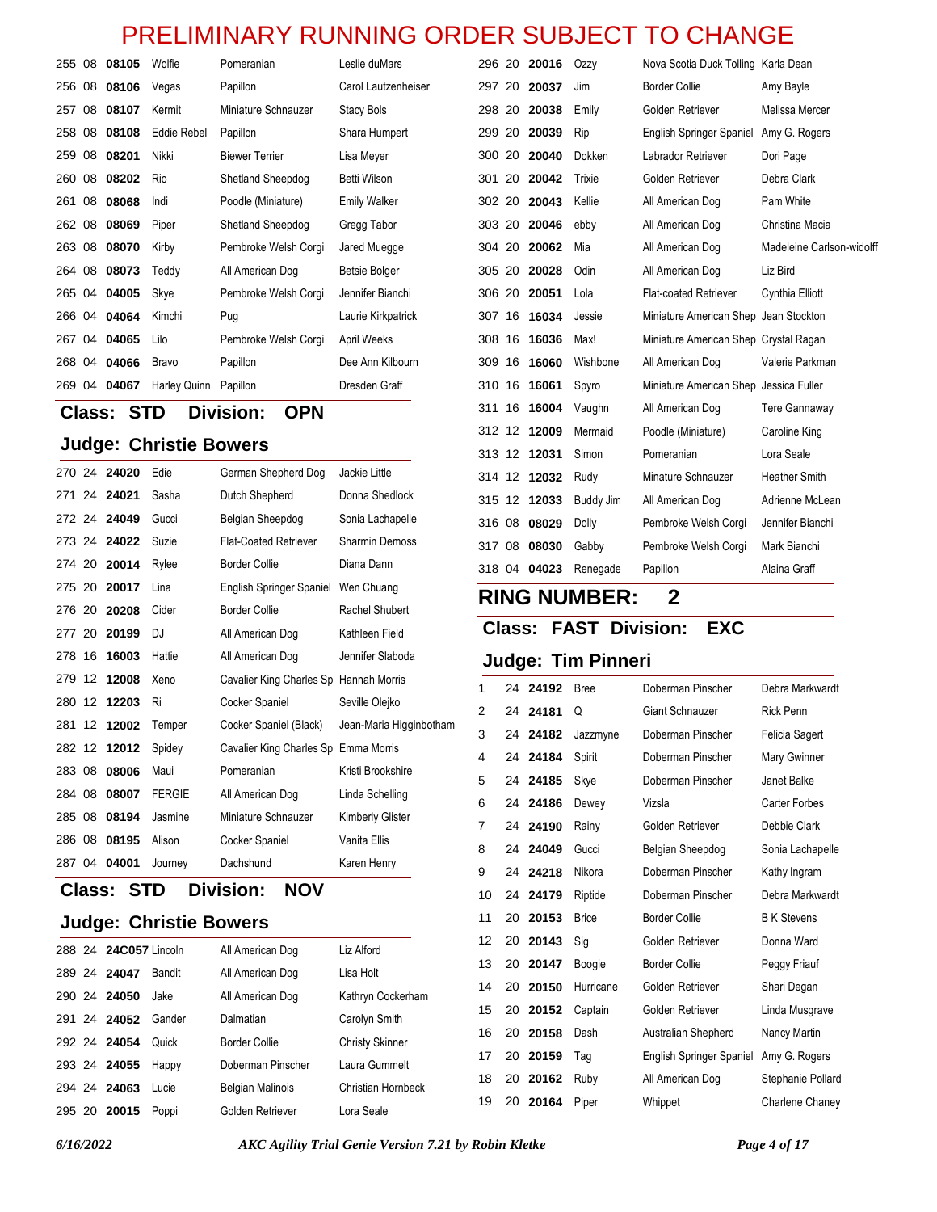# PRELIMINARY RUNNING ORDER SUBJECT TO CHANGE

| | | | | | |
|---|---|---|---|---|---|
| 255 | 08 | **08105** | Wolfie | Pomeranian | Leslie duMars |
| 256 | 08 | **08106** | Vegas | Papillon | Carol Lautzenheiser |
| 257 | 08 | **08107** | Kermit | Miniature Schnauzer | Stacy Bols |
| 258 | 08 | **08108** | Eddie Rebel | Papillon | Shara Humpert |
| 259 | 08 | **08201** | Nikki | Biewer Terrier | Lisa Meyer |
| 260 | 08 | **08202** | Rio | Shetland Sheepdog | Betti Wilson |
| 261 | 08 | **08068** | Indi | Poodle (Miniature) | Emily Walker |
| 262 | 08 | **08069** | Piper | Shetland Sheepdog | Gregg Tabor |
| 263 | 08 | **08070** | Kirby | Pembroke Welsh Corgi | Jared Muegge |
| 264 | 08 | **08073** | Teddy | All American Dog | Betsie Bolger |
| 265 | 04 | **04005** | Skye | Pembroke Welsh Corgi | Jennifer Bianchi |
| 266 | 04 | **04064** | Kimchi | Pug | Laurie Kirkpatrick |
| 267 | 04 | **04065** | Lilo | Pembroke Welsh Corgi | April Weeks |
| 268 | 04 | **04066** | Bravo | Papillon | Dee Ann Kilbourn |
| 269 | 04 | **04067** | Harley Quinn | Papillon | Dresden Graff |

## Class: STD Division: OPN

## Judge: Christie Bowers

| | | | | | |
|---|---|---|---|---|---|
| 270 | 24 | **24020** | Edie | German Shepherd Dog | Jackie Little |
| 271 | 24 | **24021** | Sasha | Dutch Shepherd | Donna Shedlock |
| 272 | 24 | **24049** | Gucci | Belgian Sheepdog | Sonia Lachapelle |
| 273 | 24 | **24022** | Suzie | Flat-Coated Retriever | Sharmin Demoss |
| 274 | 20 | **20014** | Rylee | Border Collie | Diana Dann |
| 275 | 20 | **20017** | Lina | English Springer Spaniel | Wen Chuang |
| 276 | 20 | **20208** | Cider | Border Collie | Rachel Shubert |
| 277 | 20 | **20199** | DJ | All American Dog | Kathleen Field |
| 278 | 16 | **16003** | Hattie | All American Dog | Jennifer Slaboda |
| 279 | 12 | **12008** | Xeno | Cavalier King Charles Sp | Hannah Morris |
| 280 | 12 | **12203** | Ri | Cocker Spaniel | Seville Olejko |
| 281 | 12 | **12002** | Temper | Cocker Spaniel (Black) | Jean-Maria Higginbotham |
| 282 | 12 | **12012** | Spidey | Cavalier King Charles Sp | Emma Morris |
| 283 | 08 | **08006** | Maui | Pomeranian | Kristi Brookshire |
| 284 | 08 | **08007** | FERGIE | All American Dog | Linda Schelling |
| 285 | 08 | **08194** | Jasmine | Miniature Schnauzer | Kimberly Glister |
| 286 | 08 | **08195** | Alison | Cocker Spaniel | Vanita Ellis |
| 287 | 04 | **04001** | Journey | Dachshund | Karen Henry |

## Class: STD Division: NOV

## Judge: Christie Bowers

| | | | | | |
|---|---|---|---|---|---|
| 288 | 24 | **24C057** | Lincoln | All American Dog | Liz Alford |
| 289 | 24 | **24047** | Bandit | All American Dog | Lisa Holt |
| 290 | 24 | **24050** | Jake | All American Dog | Kathryn Cockerham |
| 291 | 24 | **24052** | Gander | Dalmatian | Carolyn Smith |
| 292 | 24 | **24054** | Quick | Border Collie | Christy Skinner |
| 293 | 24 | **24055** | Happy | Doberman Pinscher | Laura Gummelt |
| 294 | 24 | **24063** | Lucie | Belgian Malinois | Christian Hornbeck |
| 295 | 20 | **20015** | Poppi | Golden Retriever | Lora Seale |
| 296 | 20 | **20016** | Ozzy | Nova Scotia Duck Tolling | Karla Dean |
| 297 | 20 | **20037** | Jim | Border Collie | Amy Bayle |
| 298 | 20 | **20038** | Emily | Golden Retriever | Melissa Mercer |
| 299 | 20 | **20039** | Rip | English Springer Spaniel | Amy G. Rogers |
| 300 | 20 | **20040** | Dokken | Labrador Retriever | Dori Page |
| 301 | 20 | **20042** | Trixie | Golden Retriever | Debra Clark |
| 302 | 20 | **20043** | Kellie | All American Dog | Pam White |
| 303 | 20 | **20046** | ebby | All American Dog | Christina Macia |
| 304 | 20 | **20062** | Mia | All American Dog | Madeleine Carlson-widolff |
| 305 | 20 | **20028** | Odin | All American Dog | Liz Bird |
| 306 | 20 | **20051** | Lola | Flat-coated Retriever | Cynthia Elliott |
| 307 | 16 | **16034** | Jessie | Miniature American Shep | Jean Stockton |
| 308 | 16 | **16036** | Max! | Miniature American Shep | Crystal Ragan |
| 309 | 16 | **16060** | Wishbone | All American Dog | Valerie Parkman |
| 310 | 16 | **16061** | Spyro | Miniature American Shep | Jessica Fuller |
| 311 | 16 | **16004** | Vaughn | All American Dog | Tere Gannaway |
| 312 | 12 | **12009** | Mermaid | Poodle (Miniature) | Caroline King |
| 313 | 12 | **12031** | Simon | Pomeranian | Lora Seale |
| 314 | 12 | **12032** | Rudy | Minature Schnauzer | Heather Smith |
| 315 | 12 | **12033** | Buddy Jim | All American Dog | Adrienne McLean |
| 316 | 08 | **08029** | Dolly | Pembroke Welsh Corgi | Jennifer Bianchi |
| 317 | 08 | **08030** | Gabby | Pembroke Welsh Corgi | Mark Bianchi |
| 318 | 04 | **04023** | Renegade | Papillon | Alaina Graff |

# RING NUMBER: 2

## Class: FAST Division: EXC

## Judge: Tim Pinneri

| | | | | | |
|---|---|---|---|---|---|
| 1 | 24 | **24192** | Bree | Doberman Pinscher | Debra Markwardt |
| 2 | 24 | **24181** | Q | Giant Schnauzer | Rick Penn |
| 3 | 24 | **24182** | Jazzmyne | Doberman Pinscher | Felicia Sagert |
| 4 | 24 | **24184** | Spirit | Doberman Pinscher | Mary Gwinner |
| 5 | 24 | **24185** | Skye | Doberman Pinscher | Janet Balke |
| 6 | 24 | **24186** | Dewey | Vizsla | Carter Forbes |
| 7 | 24 | **24190** | Rainy | Golden Retriever | Debbie Clark |
| 8 | 24 | **24049** | Gucci | Belgian Sheepdog | Sonia Lachapelle |
| 9 | 24 | **24218** | Nikora | Doberman Pinscher | Kathy Ingram |
| 10 | 24 | **24179** | Riptide | Doberman Pinscher | Debra Markwardt |
| 11 | 20 | **20153** | Brice | Border Collie | B K Stevens |
| 12 | 20 | **20143** | Sig | Golden Retriever | Donna Ward |
| 13 | 20 | **20147** | Boogie | Border Collie | Peggy Friauf |
| 14 | 20 | **20150** | Hurricane | Golden Retriever | Shari Degan |
| 15 | 20 | **20152** | Captain | Golden Retriever | Linda Musgrave |
| 16 | 20 | **20158** | Dash | Australian Shepherd | Nancy Martin |
| 17 | 20 | **20159** | Tag | English Springer Spaniel | Amy G. Rogers |
| 18 | 20 | **20162** | Ruby | All American Dog | Stephanie Pollard |
| 19 | 20 | **20164** | Piper | Whippet | Charlene Chaney |

*6/16/2022* *AKC Agility Trial Genie Version 7.21 by Robin Kletke*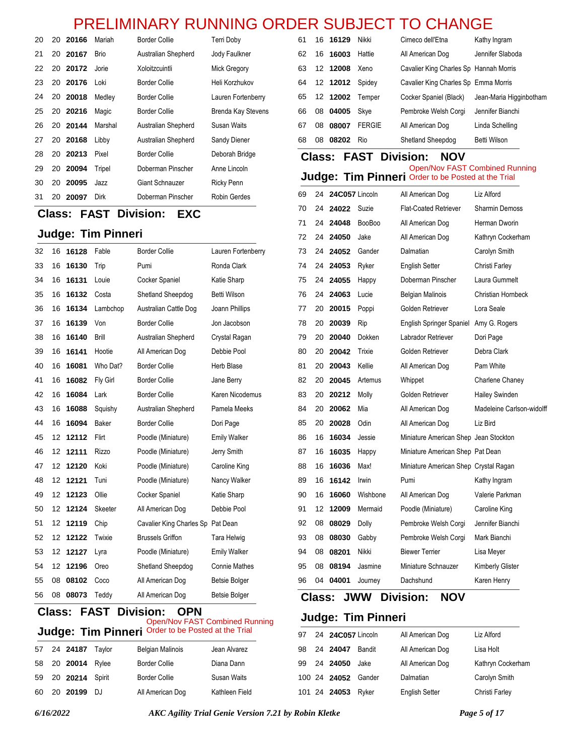# PRELIMINARY RUNNING ORDER SUBJECT TO CHANGE

| | | | | | |
|---|---|---|---|---|---|
| 20 | 20 | **20166** | Mariah | Border Collie | Terri Doby |
| 21 | 20 | **20167** | Brio | Australian Shepherd | Jody Faulkner |
| 22 | 20 | **20172** | Jorie | Xoloitzcuintli | Mick Gregory |
| 23 | 20 | **20176** | Loki | Border Collie | Heli Korzhukov |
| 24 | 20 | **20018** | Medley | Border Collie | Lauren Fortenberry |
| 25 | 20 | **20216** | Magic | Border Collie | Brenda Kay Stevens |
| 26 | 20 | **20144** | Marshal | Australian Shepherd | Susan Waits |
| 27 | 20 | **20168** | Libby | Australian Shepherd | Sandy Diener |
| 28 | 20 | **20213** | Pixel | Border Collie | Deborah Bridge |
| 29 | 20 | **20094** | Tripel | Doberman Pinscher | Anne Lincoln |
| 30 | 20 | **20095** | Jazz | Giant Schnauzer | Ricky Penn |
| 31 | 20 | **20097** | Dirk | Doberman Pinscher | Robin Gerdes |

## Class: FAST Division: EXC

### Judge: Tim Pinneri

| | | | | | |
|---|---|---|---|---|---|
| 32 | 16 | **16128** | Fable | Border Collie | Lauren Fortenberry |
| 33 | 16 | **16130** | Trip | Pumi | Ronda Clark |
| 34 | 16 | **16131** | Louie | Cocker Spaniel | Katie Sharp |
| 35 | 16 | **16132** | Costa | Shetland Sheepdog | Betti Wilson |
| 36 | 16 | **16134** | Lambchop | Australian Cattle Dog | Joann Phillips |
| 37 | 16 | **16139** | Von | Border Collie | Jon Jacobson |
| 38 | 16 | **16140** | Brill | Australian Shepherd | Crystal Ragan |
| 39 | 16 | **16141** | Hootie | All American Dog | Debbie Pool |
| 40 | 16 | **16081** | Who Dat? | Border Collie | Herb Blase |
| 41 | 16 | **16082** | Fly Girl | Border Collie | Jane Berry |
| 42 | 16 | **16084** | Lark | Border Collie | Karen Nicodemus |
| 43 | 16 | **16088** | Squishy | Australian Shepherd | Pamela Meeks |
| 44 | 16 | **16094** | Baker | Border Collie | Dori Page |
| 45 | 12 | **12112** | Flirt | Poodle (Miniature) | Emily Walker |
| 46 | 12 | **12111** | Rizzo | Poodle (Miniature) | Jerry Smith |
| 47 | 12 | **12120** | Koki | Poodle (Miniature) | Caroline King |
| 48 | 12 | **12121** | Tuni | Poodle (Miniature) | Nancy Walker |
| 49 | 12 | **12123** | Ollie | Cocker Spaniel | Katie Sharp |
| 50 | 12 | **12124** | Skeeter | All American Dog | Debbie Pool |
| 51 | 12 | **12119** | Chip | Cavalier King Charles Sp | Pat Dean |
| 52 | 12 | **12122** | Twixie | Brussels Griffon | Tara Helwig |
| 53 | 12 | **12127** | Lyra | Poodle (Miniature) | Emily Walker |
| 54 | 12 | **12196** | Oreo | Shetland Sheepdog | Connie Mathes |
| 55 | 08 | **08102** | Coco | All American Dog | Betsie Bolger |
| 56 | 08 | **08073** | Teddy | All American Dog | Betsie Bolger |

## Class: FAST Division: OPN

### Judge: Tim Pinneri

Open/Nov FAST Combined Running Order to be Posted at the Trial

| | | | | | |
|---|---|---|---|---|---|
| 57 | 24 | **24187** | Taylor | Belgian Malinois | Jean Alvarez |
| 58 | 20 | **20014** | Rylee | Border Collie | Diana Dann |
| 59 | 20 | **20214** | Spirit | Border Collie | Susan Waits |
| 60 | 20 | **20199** | DJ | All American Dog | Kathleen Field |
| 61 | 16 | **16129** | Nikki | Cirneco dell'Etna | Kathy Ingram |
| 62 | 16 | **16003** | Hattie | All American Dog | Jennifer Slaboda |
| 63 | 12 | **12008** | Xeno | Cavalier King Charles Sp | Hannah Morris |
| 64 | 12 | **12012** | Spidey | Cavalier King Charles Sp | Emma Morris |
| 65 | 12 | **12002** | Temper | Cocker Spaniel (Black) | Jean-Maria Higginbotham |
| 66 | 08 | **04005** | Skye | Pembroke Welsh Corgi | Jennifer Bianchi |
| 67 | 08 | **08007** | FERGIE | All American Dog | Linda Schelling |
| 68 | 08 | **08202** | Rio | Shetland Sheepdog | Betti Wilson |

## Class: FAST Division: NOV

### Judge: Tim Pinneri

Open/Nov FAST Combined Running Order to be Posted at the Trial

| | | | | | |
|---|---|---|---|---|---|
| 69 | 24 | **24C057** | Lincoln | All American Dog | Liz Alford |
| 70 | 24 | **24022** | Suzie | Flat-Coated Retriever | Sharmin Demoss |
| 71 | 24 | **24048** | BooBoo | All American Dog | Herman Dworin |
| 72 | 24 | **24050** | Jake | All American Dog | Kathryn Cockerham |
| 73 | 24 | **24052** | Gander | Dalmatian | Carolyn Smith |
| 74 | 24 | **24053** | Ryker | English Setter | Christi Farley |
| 75 | 24 | **24055** | Happy | Doberman Pinscher | Laura Gummelt |
| 76 | 24 | **24063** | Lucie | Belgian Malinois | Christian Hornbeck |
| 77 | 20 | **20015** | Poppi | Golden Retriever | Lora Seale |
| 78 | 20 | **20039** | Rip | English Springer Spaniel | Amy G. Rogers |
| 79 | 20 | **20040** | Dokken | Labrador Retriever | Dori Page |
| 80 | 20 | **20042** | Trixie | Golden Retriever | Debra Clark |
| 81 | 20 | **20043** | Kellie | All American Dog | Pam White |
| 82 | 20 | **20045** | Artemus | Whippet | Charlene Chaney |
| 83 | 20 | **20212** | Molly | Golden Retriever | Hailey Swinden |
| 84 | 20 | **20062** | Mia | All American Dog | Madeleine Carlson-widolff |
| 85 | 20 | **20028** | Odin | All American Dog | Liz Bird |
| 86 | 16 | **16034** | Jessie | Miniature American Shep | Jean Stockton |
| 87 | 16 | **16035** | Happy | Miniature American Shep | Pat Dean |
| 88 | 16 | **16036** | Max! | Miniature American Shep | Crystal Ragan |
| 89 | 16 | **16142** | Irwin | Pumi | Kathy Ingram |
| 90 | 16 | **16060** | Wishbone | All American Dog | Valerie Parkman |
| 91 | 12 | **12009** | Mermaid | Poodle (Miniature) | Caroline King |
| 92 | 08 | **08029** | Dolly | Pembroke Welsh Corgi | Jennifer Bianchi |
| 93 | 08 | **08030** | Gabby | Pembroke Welsh Corgi | Mark Bianchi |
| 94 | 08 | **08201** | Nikki | Biewer Terrier | Lisa Meyer |
| 95 | 08 | **08194** | Jasmine | Miniature Schnauzer | Kimberly Glister |
| 96 | 04 | **04001** | Journey | Dachshund | Karen Henry |

## Class: JWW Division: NOV

### Judge: Tim Pinneri

| | | | | | |
|---|---|---|---|---|---|
| 97 | 24 | **24C057** | Lincoln | All American Dog | Liz Alford |
| 98 | 24 | **24047** | Bandit | All American Dog | Lisa Holt |
| 99 | 24 | **24050** | Jake | All American Dog | Kathryn Cockerham |
| 100 | 24 | **24052** | Gander | Dalmatian | Carolyn Smith |
| 101 | 24 | **24053** | Ryker | English Setter | Christi Farley |

*6/16/2022* *AKC Agility Trial Genie Version 7.21 by Robin Kletke*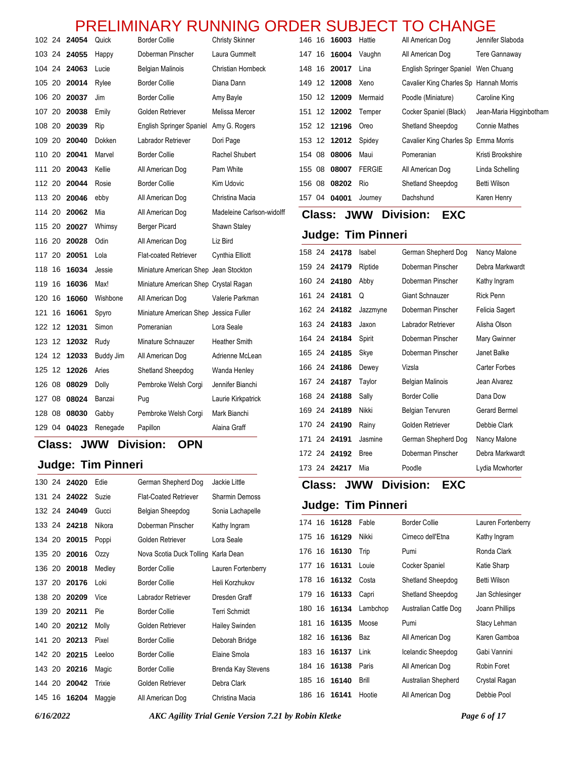# PRELIMINARY RUNNING ORDER SUBJECT TO CHANGE

| | | | | | |
|---|---|---|---|---|---|
| 102 | 24 | **24054** | Quick | Border Collie | Christy Skinner |
| 103 | 24 | **24055** | Happy | Doberman Pinscher | Laura Gummelt |
| 104 | 24 | **24063** | Lucie | Belgian Malinois | Christian Hornbeck |
| 105 | 20 | **20014** | Rylee | Border Collie | Diana Dann |
| 106 | 20 | **20037** | Jim | Border Collie | Amy Bayle |
| 107 | 20 | **20038** | Emily | Golden Retriever | Melissa Mercer |
| 108 | 20 | **20039** | Rip | English Springer Spaniel | Amy G. Rogers |
| 109 | 20 | **20040** | Dokken | Labrador Retriever | Dori Page |
| 110 | 20 | **20041** | Marvel | Border Collie | Rachel Shubert |
| 111 | 20 | **20043** | Kellie | All American Dog | Pam White |
| 112 | 20 | **20044** | Rosie | Border Collie | Kim Udovic |
| 113 | 20 | **20046** | ebby | All American Dog | Christina Macia |
| 114 | 20 | **20062** | Mia | All American Dog | Madeleine Carlson-widolff |
| 115 | 20 | **20027** | Whimsy | Berger Picard | Shawn Staley |
| 116 | 20 | **20028** | Odin | All American Dog | Liz Bird |
| 117 | 20 | **20051** | Lola | Flat-coated Retriever | Cynthia Elliott |
| 118 | 16 | **16034** | Jessie | Miniature American Shep | Jean Stockton |
| 119 | 16 | **16036** | Max! | Miniature American Shep | Crystal Ragan |
| 120 | 16 | **16060** | Wishbone | All American Dog | Valerie Parkman |
| 121 | 16 | **16061** | Spyro | Miniature American Shep | Jessica Fuller |
| 122 | 12 | **12031** | Simon | Pomeranian | Lora Seale |
| 123 | 12 | **12032** | Rudy | Minature Schnauzer | Heather Smith |
| 124 | 12 | **12033** | Buddy Jim | All American Dog | Adrienne McLean |
| 125 | 12 | **12026** | Aries | Shetland Sheepdog | Wanda Henley |
| 126 | 08 | **08029** | Dolly | Pembroke Welsh Corgi | Jennifer Bianchi |
| 127 | 08 | **08024** | Banzai | Pug | Laurie Kirkpatrick |
| 128 | 08 | **08030** | Gabby | Pembroke Welsh Corgi | Mark Bianchi |
| 129 | 04 | **04023** | Renegade | Papillon | Alaina Graff |

## Class: JWW Division: OPN

## Judge: Tim Pinneri

| | | | | | |
|---|---|---|---|---|---|
| 130 | 24 | **24020** | Edie | German Shepherd Dog | Jackie Little |
| 131 | 24 | **24022** | Suzie | Flat-Coated Retriever | Sharmin Demoss |
| 132 | 24 | **24049** | Gucci | Belgian Sheepdog | Sonia Lachapelle |
| 133 | 24 | **24218** | Nikora | Doberman Pinscher | Kathy Ingram |
| 134 | 20 | **20015** | Poppi | Golden Retriever | Lora Seale |
| 135 | 20 | **20016** | Ozzy | Nova Scotia Duck Tolling | Karla Dean |
| 136 | 20 | **20018** | Medley | Border Collie | Lauren Fortenberry |
| 137 | 20 | **20176** | Loki | Border Collie | Heli Korzhukov |
| 138 | 20 | **20209** | Vice | Labrador Retriever | Dresden Graff |
| 139 | 20 | **20211** | Pie | Border Collie | Terri Schmidt |
| 140 | 20 | **20212** | Molly | Golden Retriever | Hailey Swinden |
| 141 | 20 | **20213** | Pixel | Border Collie | Deborah Bridge |
| 142 | 20 | **20215** | Leeloo | Border Collie | Elaine Smola |
| 143 | 20 | **20216** | Magic | Border Collie | Brenda Kay Stevens |
| 144 | 20 | **20042** | Trixie | Golden Retriever | Debra Clark |
| 145 | 16 | **16204** | Maggie | All American Dog | Christina Macia |
| 146 | 16 | **16003** | Hattie | All American Dog | Jennifer Slaboda |
| 147 | 16 | **16004** | Vaughn | All American Dog | Tere Gannaway |
| 148 | 16 | **16017** | Lina | English Springer Spaniel | Wen Chuang |
| 149 | 12 | **12008** | Xeno | Cavalier King Charles Sp | Hannah Morris |
| 150 | 12 | **12009** | Mermaid | Poodle (Miniature) | Caroline King |
| 151 | 12 | **12002** | Temper | Cocker Spaniel (Black) | Jean-Maria Higginbotham |
| 152 | 12 | **12196** | Oreo | Shetland Sheepdog | Connie Mathes |
| 153 | 12 | **12012** | Spidey | Cavalier King Charles Sp | Emma Morris |
| 154 | 08 | **08006** | Maui | Pomeranian | Kristi Brookshire |
| 155 | 08 | **08007** | FERGIE | All American Dog | Linda Schelling |
| 156 | 08 | **08202** | Rio | Shetland Sheepdog | Betti Wilson |
| 157 | 04 | **04001** | Journey | Dachshund | Karen Henry |

## Class: JWW Division: EXC

## Judge: Tim Pinneri

| | | | | | |
|---|---|---|---|---|---|
| 158 | 24 | **24178** | Isabel | German Shepherd Dog | Nancy Malone |
| 159 | 24 | **24179** | Riptide | Doberman Pinscher | Debra Markwardt |
| 160 | 24 | **24180** | Abby | Doberman Pinscher | Kathy Ingram |
| 161 | 24 | **24181** | Q | Giant Schnauzer | Rick Penn |
| 162 | 24 | **24182** | Jazzmyne | Doberman Pinscher | Felicia Sagert |
| 163 | 24 | **24183** | Jaxon | Labrador Retriever | Alisha Olson |
| 164 | 24 | **24184** | Spirit | Doberman Pinscher | Mary Gwinner |
| 165 | 24 | **24185** | Skye | Doberman Pinscher | Janet Balke |
| 166 | 24 | **24186** | Dewey | Vizsla | Carter Forbes |
| 167 | 24 | **24187** | Taylor | Belgian Malinois | Jean Alvarez |
| 168 | 24 | **24188** | Sally | Border Collie | Dana Dow |
| 169 | 24 | **24189** | Nikki | Belgian Tervuren | Gerard Bermel |
| 170 | 24 | **24190** | Rainy | Golden Retriever | Debbie Clark |
| 171 | 24 | **24191** | Jasmine | German Shepherd Dog | Nancy Malone |
| 172 | 24 | **24192** | Bree | Doberman Pinscher | Debra Markwardt |
| 173 | 24 | **24217** | Mia | Poodle | Lydia Mcwhorter |

## Class: JWW Division: EXC

## Judge: Tim Pinneri

| | | | | | |
|---|---|---|---|---|---|
| 174 | 16 | **16128** | Fable | Border Collie | Lauren Fortenberry |
| 175 | 16 | **16129** | Nikki | Cirneco dell'Etna | Kathy Ingram |
| 176 | 16 | **16130** | Trip | Pumi | Ronda Clark |
| 177 | 16 | **16131** | Louie | Cocker Spaniel | Katie Sharp |
| 178 | 16 | **16132** | Costa | Shetland Sheepdog | Betti Wilson |
| 179 | 16 | **16133** | Capri | Shetland Sheepdog | Jan Schlesinger |
| 180 | 16 | **16134** | Lambchop | Australian Cattle Dog | Joann Phillips |
| 181 | 16 | **16135** | Moose | Pumi | Stacy Lehman |
| 182 | 16 | **16136** | Baz | All American Dog | Karen Gamboa |
| 183 | 16 | **16137** | Link | Icelandic Sheepdog | Gabi Vannini |
| 184 | 16 | **16138** | Paris | All American Dog | Robin Foret |
| 185 | 16 | **16140** | Brill | Australian Shepherd | Crystal Ragan |
| 186 | 16 | **16141** | Hootie | All American Dog | Debbie Pool |

*6/16/2022* *AKC Agility Trial Genie Version 7.21 by Robin Kletke*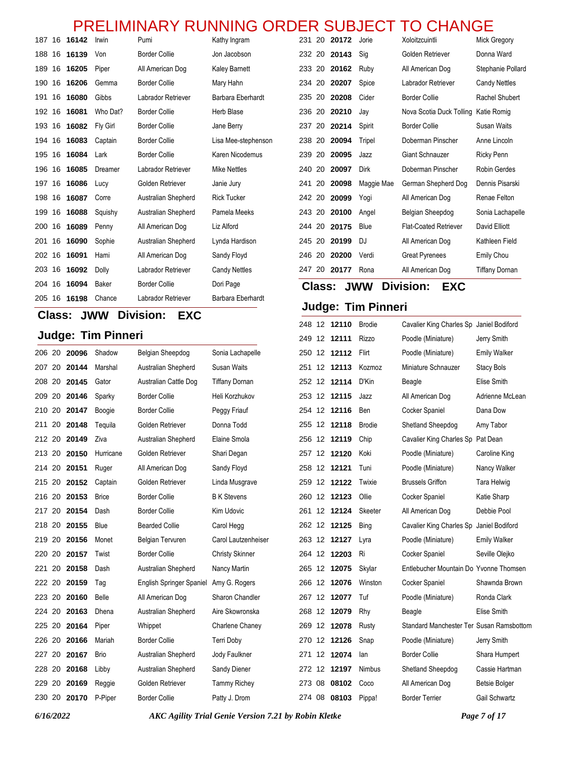# PRELIMINARY RUNNING ORDER SUBJECT TO CHANGE

| | | | | | |
|---|---|---|---|---|---|
| 187 | 16 | **16142** | Irwin | Pumi | Kathy Ingram |
| 188 | 16 | **16139** | Von | Border Collie | Jon Jacobson |
| 189 | 16 | **16205** | Piper | All American Dog | Kaley Barnett |
| 190 | 16 | **16206** | Gemma | Border Collie | Mary Hahn |
| 191 | 16 | **16080** | Gibbs | Labrador Retriever | Barbara Eberhardt |
| 192 | 16 | **16081** | Who Dat? | Border Collie | Herb Blase |
| 193 | 16 | **16082** | Fly Girl | Border Collie | Jane Berry |
| 194 | 16 | **16083** | Captain | Border Collie | Lisa Mee-stephenson |
| 195 | 16 | **16084** | Lark | Border Collie | Karen Nicodemus |
| 196 | 16 | **16085** | Dreamer | Labrador Retriever | Mike Nettles |
| 197 | 16 | **16086** | Lucy | Golden Retriever | Janie Jury |
| 198 | 16 | **16087** | Corre | Australian Shepherd | Rick Tucker |
| 199 | 16 | **16088** | Squishy | Australian Shepherd | Pamela Meeks |
| 200 | 16 | **16089** | Penny | All American Dog | Liz Alford |
| 201 | 16 | **16090** | Sophie | Australian Shepherd | Lynda Hardison |
| 202 | 16 | **16091** | Hami | All American Dog | Sandy Floyd |
| 203 | 16 | **16092** | Dolly | Labrador Retriever | Candy Nettles |
| 204 | 16 | **16094** | Baker | Border Collie | Dori Page |
| 205 | 16 | **16198** | Chance | Labrador Retriever | Barbara Eberhardt |

## Class: JWW Division: EXC

### Judge: Tim Pinneri

| | | | | | |
|---|---|---|---|---|---|
| 206 | 20 | **20096** | Shadow | Belgian Sheepdog | Sonia Lachapelle |
| 207 | 20 | **20144** | Marshal | Australian Shepherd | Susan Waits |
| 208 | 20 | **20145** | Gator | Australian Cattle Dog | Tiffany Dornan |
| 209 | 20 | **20146** | Sparky | Border Collie | Heli Korzhukov |
| 210 | 20 | **20147** | Boogie | Border Collie | Peggy Friauf |
| 211 | 20 | **20148** | Tequila | Golden Retriever | Donna Todd |
| 212 | 20 | **20149** | Ziva | Australian Shepherd | Elaine Smola |
| 213 | 20 | **20150** | Hurricane | Golden Retriever | Shari Degan |
| 214 | 20 | **20151** | Ruger | All American Dog | Sandy Floyd |
| 215 | 20 | **20152** | Captain | Golden Retriever | Linda Musgrave |
| 216 | 20 | **20153** | Brice | Border Collie | B K Stevens |
| 217 | 20 | **20154** | Dash | Border Collie | Kim Udovic |
| 218 | 20 | **20155** | Blue | Bearded Collie | Carol Hegg |
| 219 | 20 | **20156** | Monet | Belgian Tervuren | Carol Lautzenheiser |
| 220 | 20 | **20157** | Twist | Border Collie | Christy Skinner |
| 221 | 20 | **20158** | Dash | Australian Shepherd | Nancy Martin |
| 222 | 20 | **20159** | Tag | English Springer Spaniel | Amy G. Rogers |
| 223 | 20 | **20160** | Belle | All American Dog | Sharon Chandler |
| 224 | 20 | **20163** | Dhena | Australian Shepherd | Aire Skowronska |
| 225 | 20 | **20164** | Piper | Whippet | Charlene Chaney |
| 226 | 20 | **20166** | Mariah | Border Collie | Terri Doby |
| 227 | 20 | **20167** | Brio | Australian Shepherd | Jody Faulkner |
| 228 | 20 | **20168** | Libby | Australian Shepherd | Sandy Diener |
| 229 | 20 | **20169** | Reggie | Golden Retriever | Tammy Richey |
| 230 | 20 | **20170** | P-Piper | Border Collie | Patty J. Drom |
| 231 | 20 | **20172** | Jorie | Xoloitzcuintli | Mick Gregory |
| 232 | 20 | **20143** | Sig | Golden Retriever | Donna Ward |
| 233 | 20 | **20162** | Ruby | All American Dog | Stephanie Pollard |
| 234 | 20 | **20207** | Spice | Labrador Retriever | Candy Nettles |
| 235 | 20 | **20208** | Cider | Border Collie | Rachel Shubert |
| 236 | 20 | **20210** | Jay | Nova Scotia Duck Tolling | Katie Romig |
| 237 | 20 | **20214** | Spirit | Border Collie | Susan Waits |
| 238 | 20 | **20094** | Tripel | Doberman Pinscher | Anne Lincoln |
| 239 | 20 | **20095** | Jazz | Giant Schnauzer | Ricky Penn |
| 240 | 20 | **20097** | Dirk | Doberman Pinscher | Robin Gerdes |
| 241 | 20 | **20098** | Maggie Mae | German Shepherd Dog | Dennis Pisarski |
| 242 | 20 | **20099** | Yogi | All American Dog | Renae Felton |
| 243 | 20 | **20100** | Angel | Belgian Sheepdog | Sonia Lachapelle |
| 244 | 20 | **20175** | Blue | Flat-Coated Retriever | David Elliott |
| 245 | 20 | **20199** | DJ | All American Dog | Kathleen Field |
| 246 | 20 | **20200** | Verdi | Great Pyrenees | Emily Chou |
| 247 | 20 | **20177** | Rona | All American Dog | Tiffany Dornan |

## Class: JWW Division: EXC

### Judge: Tim Pinneri

| | | | | | |
|---|---|---|---|---|---|
| 248 | 12 | **12110** | Brodie | Cavalier King Charles Sp | Janiel Bodiford |
| 249 | 12 | **12111** | Rizzo | Poodle (Miniature) | Jerry Smith |
| 250 | 12 | **12112** | Flirt | Poodle (Miniature) | Emily Walker |
| 251 | 12 | **12113** | Kozmoz | Miniature Schnauzer | Stacy Bols |
| 252 | 12 | **12114** | D'Kin | Beagle | Elise Smith |
| 253 | 12 | **12115** | Jazz | All American Dog | Adrienne McLean |
| 254 | 12 | **12116** | Ben | Cocker Spaniel | Dana Dow |
| 255 | 12 | **12118** | Brodie | Shetland Sheepdog | Amy Tabor |
| 256 | 12 | **12119** | Chip | Cavalier King Charles Sp | Pat Dean |
| 257 | 12 | **12120** | Koki | Poodle (Miniature) | Caroline King |
| 258 | 12 | **12121** | Tuni | Poodle (Miniature) | Nancy Walker |
| 259 | 12 | **12122** | Twixie | Brussels Griffon | Tara Helwig |
| 260 | 12 | **12123** | Ollie | Cocker Spaniel | Katie Sharp |
| 261 | 12 | **12124** | Skeeter | All American Dog | Debbie Pool |
| 262 | 12 | **12125** | Bing | Cavalier King Charles Sp | Janiel Bodiford |
| 263 | 12 | **12127** | Lyra | Poodle (Miniature) | Emily Walker |
| 264 | 12 | **12203** | Ri | Cocker Spaniel | Seville Olejko |
| 265 | 12 | **12075** | Skylar | Entlebucher Mountain Do | Yvonne Thomsen |
| 266 | 12 | **12076** | Winston | Cocker Spaniel | Shawnda Brown |
| 267 | 12 | **12077** | Tuf | Poodle (Miniature) | Ronda Clark |
| 268 | 12 | **12079** | Rhy | Beagle | Elise Smith |
| 269 | 12 | **12078** | Rusty | Standard Manchester Ter | Susan Ramsbottom |
| 270 | 12 | **12126** | Snap | Poodle (Miniature) | Jerry Smith |
| 271 | 12 | **12074** | Ian | Border Collie | Shara Humpert |
| 272 | 12 | **12197** | Nimbus | Shetland Sheepdog | Cassie Hartman |
| 273 | 08 | **08102** | Coco | All American Dog | Betsie Bolger |
| 274 | 08 | **08103** | Pippa! | Border Terrier | Gail Schwartz |

*6/16/2022* *AKC Agility Trial Genie Version 7.21 by Robin Kletke*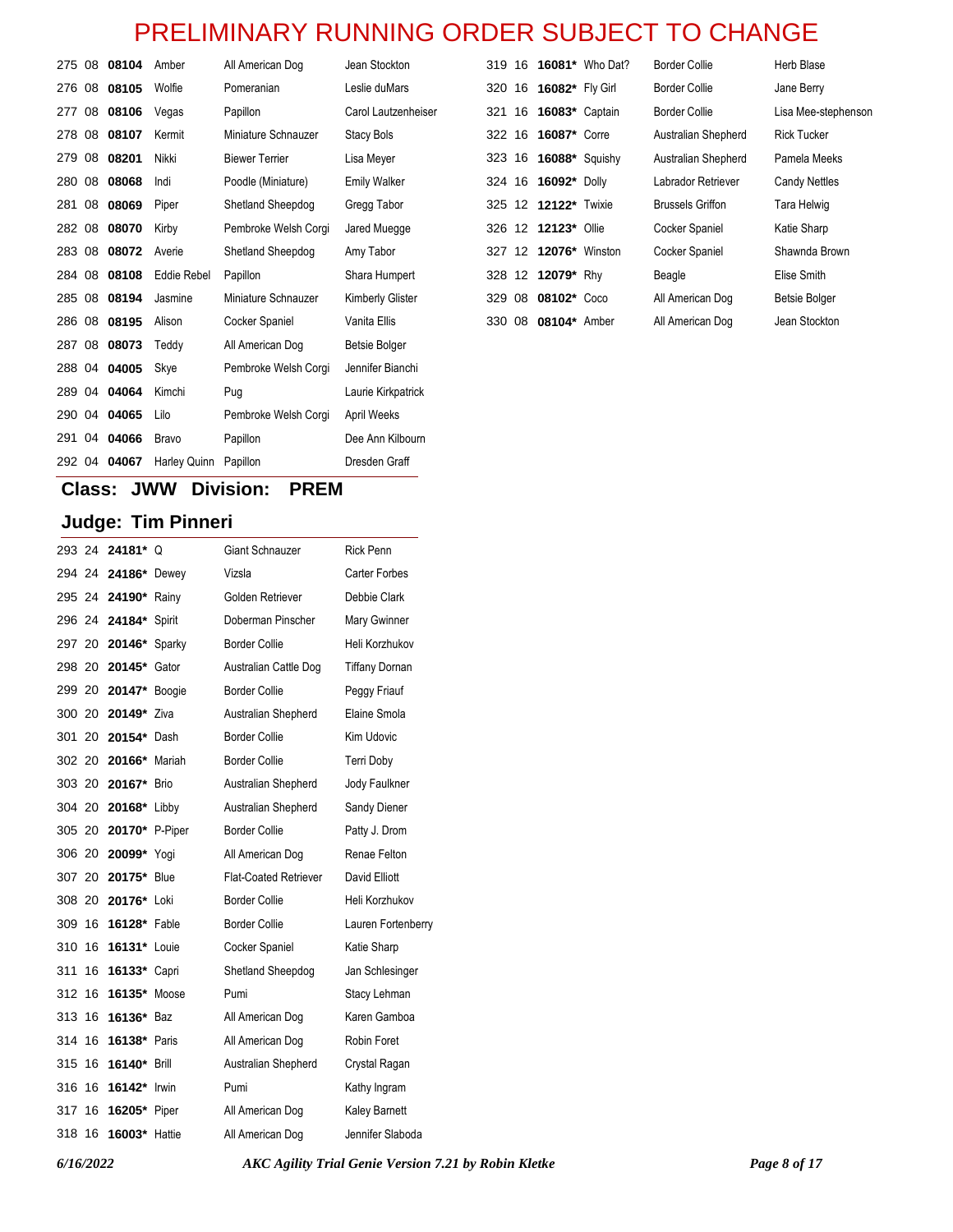# PRELIMINARY RUNNING ORDER SUBJECT TO CHANGE

| # | Ht | Armband | Name | Breed | Handler |
|---|---|---|---|---|---|
| 275 | 08 | **08104** | Amber | All American Dog | Jean Stockton |
| 276 | 08 | **08105** | Wolfie | Pomeranian | Leslie duMars |
| 277 | 08 | **08106** | Vegas | Papillon | Carol Lautzenheiser |
| 278 | 08 | **08107** | Kermit | Miniature Schnauzer | Stacy Bols |
| 279 | 08 | **08201** | Nikki | Biewer Terrier | Lisa Meyer |
| 280 | 08 | **08068** | Indi | Poodle (Miniature) | Emily Walker |
| 281 | 08 | **08069** | Piper | Shetland Sheepdog | Gregg Tabor |
| 282 | 08 | **08070** | Kirby | Pembroke Welsh Corgi | Jared Muegge |
| 283 | 08 | **08072** | Averie | Shetland Sheepdog | Amy Tabor |
| 284 | 08 | **08108** | Eddie Rebel | Papillon | Shara Humpert |
| 285 | 08 | **08194** | Jasmine | Miniature Schnauzer | Kimberly Glister |
| 286 | 08 | **08195** | Alison | Cocker Spaniel | Vanita Ellis |
| 287 | 08 | **08073** | Teddy | All American Dog | Betsie Bolger |
| 288 | 04 | **04005** | Skye | Pembroke Welsh Corgi | Jennifer Bianchi |
| 289 | 04 | **04064** | Kimchi | Pug | Laurie Kirkpatrick |
| 290 | 04 | **04065** | Lilo | Pembroke Welsh Corgi | April Weeks |
| 291 | 04 | **04066** | Bravo | Papillon | Dee Ann Kilbourn |
| 292 | 04 | **04067** | Harley Quinn | Papillon | Dresden Graff |

## Class: JWW Division: PREM

## Judge: Tim Pinneri

| # | Ht | Armband | Name | Breed | Handler |
|---|---|---|---|---|---|
| 293 | 24 | **24181*** | Q | Giant Schnauzer | Rick Penn |
| 294 | 24 | **24186*** | Dewey | Vizsla | Carter Forbes |
| 295 | 24 | **24190*** | Rainy | Golden Retriever | Debbie Clark |
| 296 | 24 | **24184*** | Spirit | Doberman Pinscher | Mary Gwinner |
| 297 | 20 | **20146*** | Sparky | Border Collie | Heli Korzhukov |
| 298 | 20 | **20145*** | Gator | Australian Cattle Dog | Tiffany Dornan |
| 299 | 20 | **20147*** | Boogie | Border Collie | Peggy Friauf |
| 300 | 20 | **20149*** | Ziva | Australian Shepherd | Elaine Smola |
| 301 | 20 | **20154*** | Dash | Border Collie | Kim Udovic |
| 302 | 20 | **20166*** | Mariah | Border Collie | Terri Doby |
| 303 | 20 | **20167*** | Brio | Australian Shepherd | Jody Faulkner |
| 304 | 20 | **20168*** | Libby | Australian Shepherd | Sandy Diener |
| 305 | 20 | **20170*** | P-Piper | Border Collie | Patty J. Drom |
| 306 | 20 | **20099*** | Yogi | All American Dog | Renae Felton |
| 307 | 20 | **20175*** | Blue | Flat-Coated Retriever | David Elliott |
| 308 | 20 | **20176*** | Loki | Border Collie | Heli Korzhukov |
| 309 | 16 | **16128*** | Fable | Border Collie | Lauren Fortenberry |
| 310 | 16 | **16131*** | Louie | Cocker Spaniel | Katie Sharp |
| 311 | 16 | **16133*** | Capri | Shetland Sheepdog | Jan Schlesinger |
| 312 | 16 | **16135*** | Moose | Pumi | Stacy Lehman |
| 313 | 16 | **16136*** | Baz | All American Dog | Karen Gamboa |
| 314 | 16 | **16138*** | Paris | All American Dog | Robin Foret |
| 315 | 16 | **16140*** | Brill | Australian Shepherd | Crystal Ragan |
| 316 | 16 | **16142*** | Irwin | Pumi | Kathy Ingram |
| 317 | 16 | **16205*** | Piper | All American Dog | Kaley Barnett |
| 318 | 16 | **16003*** | Hattie | All American Dog | Jennifer Slaboda |
| 319 | 16 | **16081*** | Who Dat? | Border Collie | Herb Blase |
| 320 | 16 | **16082*** | Fly Girl | Border Collie | Jane Berry |
| 321 | 16 | **16083*** | Captain | Border Collie | Lisa Mee-stephenson |
| 322 | 16 | **16087*** | Corre | Australian Shepherd | Rick Tucker |
| 323 | 16 | **16088*** | Squishy | Australian Shepherd | Pamela Meeks |
| 324 | 16 | **16092*** | Dolly | Labrador Retriever | Candy Nettles |
| 325 | 12 | **12122*** | Twixie | Brussels Griffon | Tara Helwig |
| 326 | 12 | **12123*** | Ollie | Cocker Spaniel | Katie Sharp |
| 327 | 12 | **12076*** | Winston | Cocker Spaniel | Shawnda Brown |
| 328 | 12 | **12079*** | Rhy | Beagle | Elise Smith |
| 329 | 08 | **08102*** | Coco | All American Dog | Betsie Bolger |
| 330 | 08 | **08104*** | Amber | All American Dog | Jean Stockton |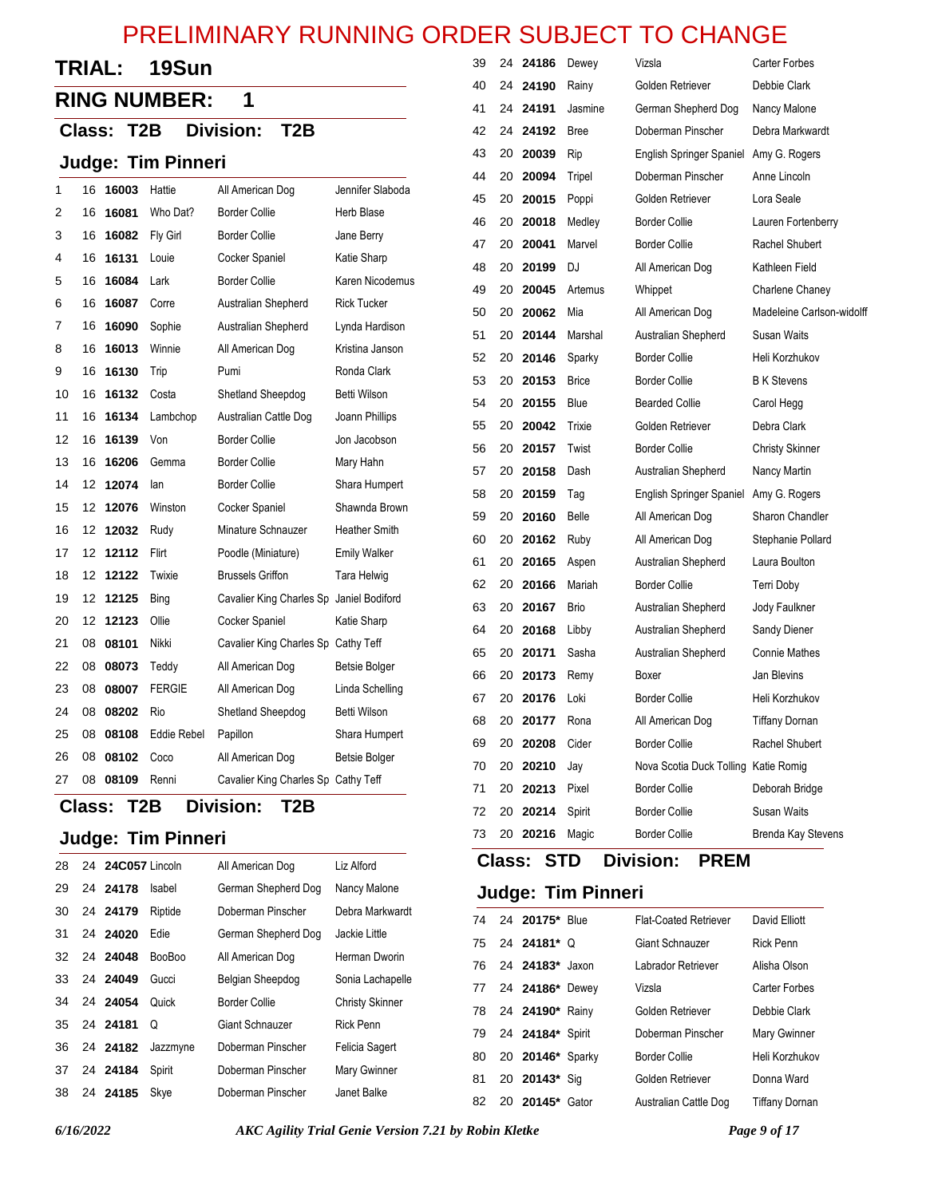# PRELIMINARY RUNNING ORDER SUBJECT TO CHANGE

## TRIAL: 19Sun

## RING NUMBER: 1

### Class: T2B Division: T2B

### Judge: Tim Pinneri

| # | Ht | Armband | Call Name | Breed | Handler |
|---|---|---|---|---|---|
| 1 | 16 | **16003** | Hattie | All American Dog | Jennifer Slaboda |
| 2 | 16 | **16081** | Who Dat? | Border Collie | Herb Blase |
| 3 | 16 | **16082** | Fly Girl | Border Collie | Jane Berry |
| 4 | 16 | **16131** | Louie | Cocker Spaniel | Katie Sharp |
| 5 | 16 | **16084** | Lark | Border Collie | Karen Nicodemus |
| 6 | 16 | **16087** | Corre | Australian Shepherd | Rick Tucker |
| 7 | 16 | **16090** | Sophie | Australian Shepherd | Lynda Hardison |
| 8 | 16 | **16013** | Winnie | All American Dog | Kristina Janson |
| 9 | 16 | **16130** | Trip | Pumi | Ronda Clark |
| 10 | 16 | **16132** | Costa | Shetland Sheepdog | Betti Wilson |
| 11 | 16 | **16134** | Lambchop | Australian Cattle Dog | Joann Phillips |
| 12 | 16 | **16139** | Von | Border Collie | Jon Jacobson |
| 13 | 16 | **16206** | Gemma | Border Collie | Mary Hahn |
| 14 | 12 | **12074** | Ian | Border Collie | Shara Humpert |
| 15 | 12 | **12076** | Winston | Cocker Spaniel | Shawnda Brown |
| 16 | 12 | **12032** | Rudy | Minature Schnauzer | Heather Smith |
| 17 | 12 | **12112** | Flirt | Poodle (Miniature) | Emily Walker |
| 18 | 12 | **12122** | Twixie | Brussels Griffon | Tara Helwig |
| 19 | 12 | **12125** | Bing | Cavalier King Charles Sp | Janiel Bodiford |
| 20 | 12 | **12123** | Ollie | Cocker Spaniel | Katie Sharp |
| 21 | 08 | **08101** | Nikki | Cavalier King Charles Sp | Cathy Teff |
| 22 | 08 | **08073** | Teddy | All American Dog | Betsie Bolger |
| 23 | 08 | **08007** | FERGIE | All American Dog | Linda Schelling |
| 24 | 08 | **08202** | Rio | Shetland Sheepdog | Betti Wilson |
| 25 | 08 | **08108** | Eddie Rebel | Papillon | Shara Humpert |
| 26 | 08 | **08102** | Coco | All American Dog | Betsie Bolger |
| 27 | 08 | **08109** | Renni | Cavalier King Charles Sp | Cathy Teff |

### Class: T2B Division: T2B

### Judge: Tim Pinneri

| # | Ht | Armband | Call Name | Breed | Handler |
|---|---|---|---|---|---|
| 28 | 24 | **24C057** | Lincoln | All American Dog | Liz Alford |
| 29 | 24 | **24178** | Isabel | German Shepherd Dog | Nancy Malone |
| 30 | 24 | **24179** | Riptide | Doberman Pinscher | Debra Markwardt |
| 31 | 24 | **24020** | Edie | German Shepherd Dog | Jackie Little |
| 32 | 24 | **24048** | BooBoo | All American Dog | Herman Dworin |
| 33 | 24 | **24049** | Gucci | Belgian Sheepdog | Sonia Lachapelle |
| 34 | 24 | **24054** | Quick | Border Collie | Christy Skinner |
| 35 | 24 | **24181** | Q | Giant Schnauzer | Rick Penn |
| 36 | 24 | **24182** | Jazzmyne | Doberman Pinscher | Felicia Sagert |
| 37 | 24 | **24184** | Spirit | Doberman Pinscher | Mary Gwinner |
| 38 | 24 | **24185** | Skye | Doberman Pinscher | Janet Balke |
| 39 | 24 | **24186** | Dewey | Vizsla | Carter Forbes |
| 40 | 24 | **24190** | Rainy | Golden Retriever | Debbie Clark |
| 41 | 24 | **24191** | Jasmine | German Shepherd Dog | Nancy Malone |
| 42 | 24 | **24192** | Bree | Doberman Pinscher | Debra Markwardt |
| 43 | 20 | **20039** | Rip | English Springer Spaniel | Amy G. Rogers |
| 44 | 20 | **20094** | Tripel | Doberman Pinscher | Anne Lincoln |
| 45 | 20 | **20015** | Poppi | Golden Retriever | Lora Seale |
| 46 | 20 | **20018** | Medley | Border Collie | Lauren Fortenberry |
| 47 | 20 | **20041** | Marvel | Border Collie | Rachel Shubert |
| 48 | 20 | **20199** | DJ | All American Dog | Kathleen Field |
| 49 | 20 | **20045** | Artemus | Whippet | Charlene Chaney |
| 50 | 20 | **20062** | Mia | All American Dog | Madeleine Carlson-widolff |
| 51 | 20 | **20144** | Marshal | Australian Shepherd | Susan Waits |
| 52 | 20 | **20146** | Sparky | Border Collie | Heli Korzhukov |
| 53 | 20 | **20153** | Brice | Border Collie | B K Stevens |
| 54 | 20 | **20155** | Blue | Bearded Collie | Carol Hegg |
| 55 | 20 | **20042** | Trixie | Golden Retriever | Debra Clark |
| 56 | 20 | **20157** | Twist | Border Collie | Christy Skinner |
| 57 | 20 | **20158** | Dash | Australian Shepherd | Nancy Martin |
| 58 | 20 | **20159** | Tag | English Springer Spaniel | Amy G. Rogers |
| 59 | 20 | **20160** | Belle | All American Dog | Sharon Chandler |
| 60 | 20 | **20162** | Ruby | All American Dog | Stephanie Pollard |
| 61 | 20 | **20165** | Aspen | Australian Shepherd | Laura Boulton |
| 62 | 20 | **20166** | Mariah | Border Collie | Terri Doby |
| 63 | 20 | **20167** | Brio | Australian Shepherd | Jody Faulkner |
| 64 | 20 | **20168** | Libby | Australian Shepherd | Sandy Diener |
| 65 | 20 | **20171** | Sasha | Australian Shepherd | Connie Mathes |
| 66 | 20 | **20173** | Remy | Boxer | Jan Blevins |
| 67 | 20 | **20176** | Loki | Border Collie | Heli Korzhukov |
| 68 | 20 | **20177** | Rona | All American Dog | Tiffany Dornan |
| 69 | 20 | **20208** | Cider | Border Collie | Rachel Shubert |
| 70 | 20 | **20210** | Jay | Nova Scotia Duck Tolling | Katie Romig |
| 71 | 20 | **20213** | Pixel | Border Collie | Deborah Bridge |
| 72 | 20 | **20214** | Spirit | Border Collie | Susan Waits |
| 73 | 20 | **20216** | Magic | Border Collie | Brenda Kay Stevens |

### Class: STD Division: PREM

### Judge: Tim Pinneri

| # | Ht | Armband | Call Name | Breed | Handler |
|---|---|---|---|---|---|
| 74 | 24 | **20175*** | Blue | Flat-Coated Retriever | David Elliott |
| 75 | 24 | **24181*** | Q | Giant Schnauzer | Rick Penn |
| 76 | 24 | **24183*** | Jaxon | Labrador Retriever | Alisha Olson |
| 77 | 24 | **24186*** | Dewey | Vizsla | Carter Forbes |
| 78 | 24 | **24190*** | Rainy | Golden Retriever | Debbie Clark |
| 79 | 24 | **24184*** | Spirit | Doberman Pinscher | Mary Gwinner |
| 80 | 20 | **20146*** | Sparky | Border Collie | Heli Korzhukov |
| 81 | 20 | **20143*** | Sig | Golden Retriever | Donna Ward |
| 82 | 20 | **20145*** | Gator | Australian Cattle Dog | Tiffany Dornan |

*6/16/2022* *AKC Agility Trial Genie Version 7.21 by Robin Kletke*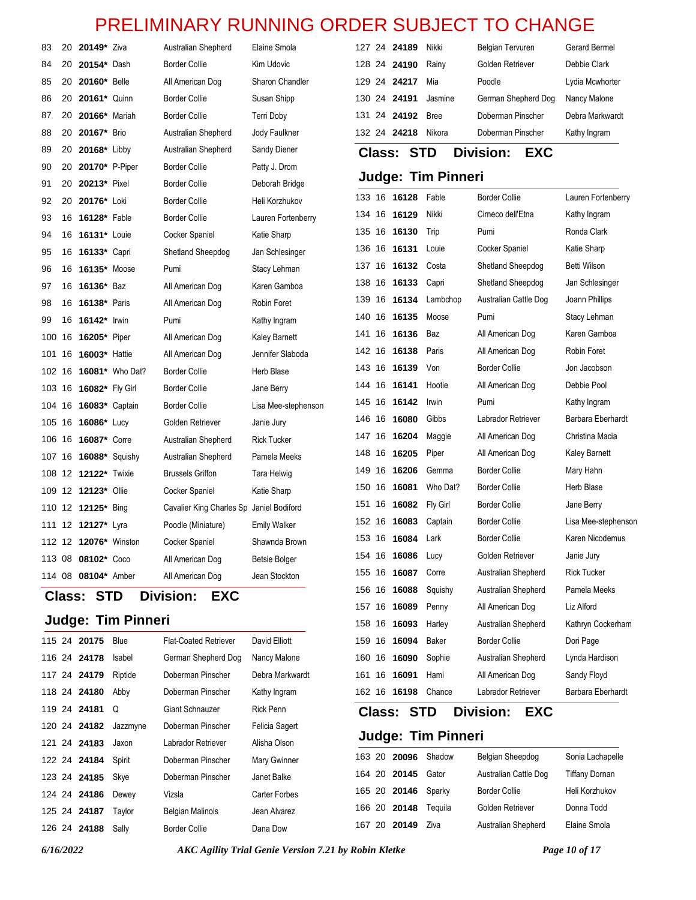# PRELIMINARY RUNNING ORDER SUBJECT TO CHANGE

| | | | | | |
|---|---|---|---|---|---|
| 83 | 20 | **20149*** | Ziva | Australian Shepherd | Elaine Smola |
| 84 | 20 | **20154*** | Dash | Border Collie | Kim Udovic |
| 85 | 20 | **20160*** | Belle | All American Dog | Sharon Chandler |
| 86 | 20 | **20161*** | Quinn | Border Collie | Susan Shipp |
| 87 | 20 | **20166*** | Mariah | Border Collie | Terri Doby |
| 88 | 20 | **20167*** | Brio | Australian Shepherd | Jody Faulkner |
| 89 | 20 | **20168*** | Libby | Australian Shepherd | Sandy Diener |
| 90 | 20 | **20170*** | P-Piper | Border Collie | Patty J. Drom |
| 91 | 20 | **20213*** | Pixel | Border Collie | Deborah Bridge |
| 92 | 20 | **20176*** | Loki | Border Collie | Heli Korzhukov |
| 93 | 16 | **16128*** | Fable | Border Collie | Lauren Fortenberry |
| 94 | 16 | **16131*** | Louie | Cocker Spaniel | Katie Sharp |
| 95 | 16 | **16133*** | Capri | Shetland Sheepdog | Jan Schlesinger |
| 96 | 16 | **16135*** | Moose | Pumi | Stacy Lehman |
| 97 | 16 | **16136*** | Baz | All American Dog | Karen Gamboa |
| 98 | 16 | **16138*** | Paris | All American Dog | Robin Foret |
| 99 | 16 | **16142*** | Irwin | Pumi | Kathy Ingram |
| 100 | 16 | **16205*** | Piper | All American Dog | Kaley Barnett |
| 101 | 16 | **16003*** | Hattie | All American Dog | Jennifer Slaboda |
| 102 | 16 | **16081*** | Who Dat? | Border Collie | Herb Blase |
| 103 | 16 | **16082*** | Fly Girl | Border Collie | Jane Berry |
| 104 | 16 | **16083*** | Captain | Border Collie | Lisa Mee-stephenson |
| 105 | 16 | **16086*** | Lucy | Golden Retriever | Janie Jury |
| 106 | 16 | **16087*** | Corre | Australian Shepherd | Rick Tucker |
| 107 | 16 | **16088*** | Squishy | Australian Shepherd | Pamela Meeks |
| 108 | 12 | **12122*** | Twixie | Brussels Griffon | Tara Helwig |
| 109 | 12 | **12123*** | Ollie | Cocker Spaniel | Katie Sharp |
| 110 | 12 | **12125*** | Bing | Cavalier King Charles Sp | Janiel Bodiford |
| 111 | 12 | **12127*** | Lyra | Poodle (Miniature) | Emily Walker |
| 112 | 12 | **12076*** | Winston | Cocker Spaniel | Shawnda Brown |
| 113 | 08 | **08102*** | Coco | All American Dog | Betsie Bolger |
| 114 | 08 | **08104*** | Amber | All American Dog | Jean Stockton |

## Class: STD Division: EXC

## Judge: Tim Pinneri

| | | | | | |
|---|---|---|---|---|---|
| 115 | 24 | **20175** | Blue | Flat-Coated Retriever | David Elliott |
| 116 | 24 | **24178** | Isabel | German Shepherd Dog | Nancy Malone |
| 117 | 24 | **24179** | Riptide | Doberman Pinscher | Debra Markwardt |
| 118 | 24 | **24180** | Abby | Doberman Pinscher | Kathy Ingram |
| 119 | 24 | **24181** | Q | Giant Schnauzer | Rick Penn |
| 120 | 24 | **24182** | Jazzmyne | Doberman Pinscher | Felicia Sagert |
| 121 | 24 | **24183** | Jaxon | Labrador Retriever | Alisha Olson |
| 122 | 24 | **24184** | Spirit | Doberman Pinscher | Mary Gwinner |
| 123 | 24 | **24185** | Skye | Doberman Pinscher | Janet Balke |
| 124 | 24 | **24186** | Dewey | Vizsla | Carter Forbes |
| 125 | 24 | **24187** | Taylor | Belgian Malinois | Jean Alvarez |
| 126 | 24 | **24188** | Sally | Border Collie | Dana Dow |
| 127 | 24 | **24189** | Nikki | Belgian Tervuren | Gerard Bermel |
| 128 | 24 | **24190** | Rainy | Golden Retriever | Debbie Clark |
| 129 | 24 | **24217** | Mia | Poodle | Lydia Mcwhorter |
| 130 | 24 | **24191** | Jasmine | German Shepherd Dog | Nancy Malone |
| 131 | 24 | **24192** | Bree | Doberman Pinscher | Debra Markwardt |
| 132 | 24 | **24218** | Nikora | Doberman Pinscher | Kathy Ingram |

## Class: STD Division: EXC

## Judge: Tim Pinneri

| | | | | | |
|---|---|---|---|---|---|
| 133 | 16 | **16128** | Fable | Border Collie | Lauren Fortenberry |
| 134 | 16 | **16129** | Nikki | Cirneco dell'Etna | Kathy Ingram |
| 135 | 16 | **16130** | Trip | Pumi | Ronda Clark |
| 136 | 16 | **16131** | Louie | Cocker Spaniel | Katie Sharp |
| 137 | 16 | **16132** | Costa | Shetland Sheepdog | Betti Wilson |
| 138 | 16 | **16133** | Capri | Shetland Sheepdog | Jan Schlesinger |
| 139 | 16 | **16134** | Lambchop | Australian Cattle Dog | Joann Phillips |
| 140 | 16 | **16135** | Moose | Pumi | Stacy Lehman |
| 141 | 16 | **16136** | Baz | All American Dog | Karen Gamboa |
| 142 | 16 | **16138** | Paris | All American Dog | Robin Foret |
| 143 | 16 | **16139** | Von | Border Collie | Jon Jacobson |
| 144 | 16 | **16141** | Hootie | All American Dog | Debbie Pool |
| 145 | 16 | **16142** | Irwin | Pumi | Kathy Ingram |
| 146 | 16 | **16080** | Gibbs | Labrador Retriever | Barbara Eberhardt |
| 147 | 16 | **16204** | Maggie | All American Dog | Christina Macia |
| 148 | 16 | **16205** | Piper | All American Dog | Kaley Barnett |
| 149 | 16 | **16206** | Gemma | Border Collie | Mary Hahn |
| 150 | 16 | **16081** | Who Dat? | Border Collie | Herb Blase |
| 151 | 16 | **16082** | Fly Girl | Border Collie | Jane Berry |
| 152 | 16 | **16083** | Captain | Border Collie | Lisa Mee-stephenson |
| 153 | 16 | **16084** | Lark | Border Collie | Karen Nicodemus |
| 154 | 16 | **16086** | Lucy | Golden Retriever | Janie Jury |
| 155 | 16 | **16087** | Corre | Australian Shepherd | Rick Tucker |
| 156 | 16 | **16088** | Squishy | Australian Shepherd | Pamela Meeks |
| 157 | 16 | **16089** | Penny | All American Dog | Liz Alford |
| 158 | 16 | **16093** | Harley | Australian Shepherd | Kathryn Cockerham |
| 159 | 16 | **16094** | Baker | Border Collie | Dori Page |
| 160 | 16 | **16090** | Sophie | Australian Shepherd | Lynda Hardison |
| 161 | 16 | **16091** | Hami | All American Dog | Sandy Floyd |
| 162 | 16 | **16198** | Chance | Labrador Retriever | Barbara Eberhardt |

## Class: STD Division: EXC

## Judge: Tim Pinneri

| | | | | | |
|---|---|---|---|---|---|
| 163 | 20 | **20096** | Shadow | Belgian Sheepdog | Sonia Lachapelle |
| 164 | 20 | **20145** | Gator | Australian Cattle Dog | Tiffany Dornan |
| 165 | 20 | **20146** | Sparky | Border Collie | Heli Korzhukov |
| 166 | 20 | **20148** | Tequila | Golden Retriever | Donna Todd |
| 167 | 20 | **20149** | Ziva | Australian Shepherd | Elaine Smola |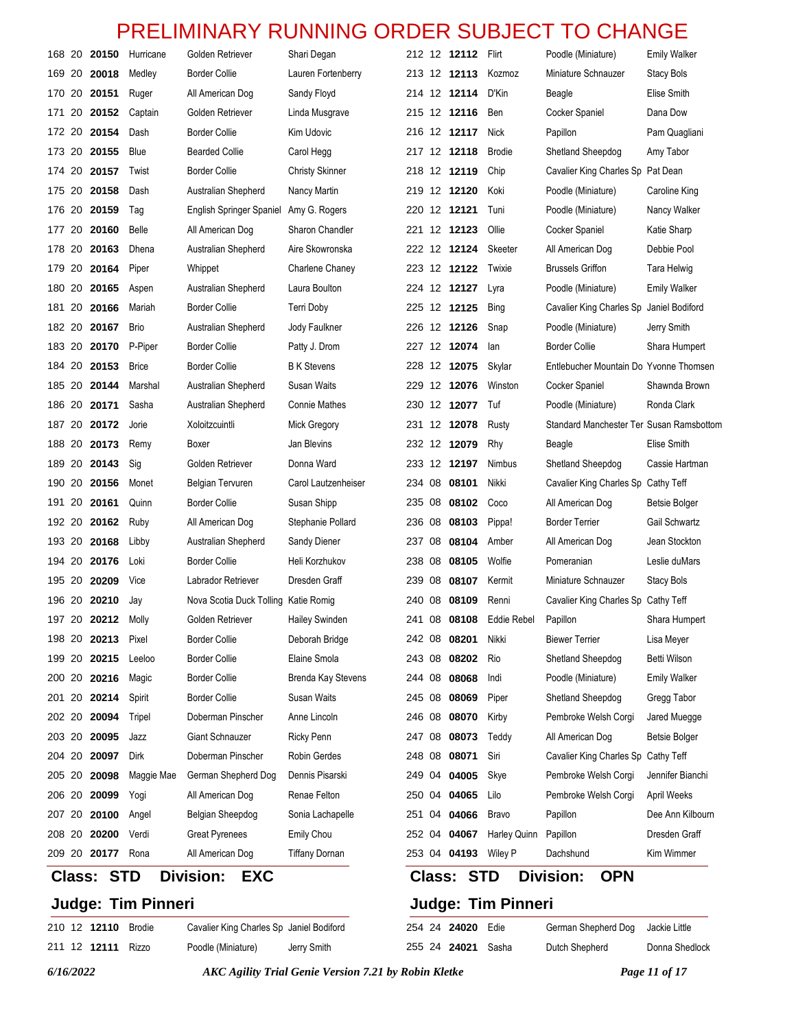# PRELIMINARY RUNNING ORDER SUBJECT TO CHANGE

| | | | | | |
|---|---|---|---|---|---|
| 168 | 20 | **20150** | Hurricane | Golden Retriever | Shari Degan |
| 169 | 20 | **20018** | Medley | Border Collie | Lauren Fortenberry |
| 170 | 20 | **20151** | Ruger | All American Dog | Sandy Floyd |
| 171 | 20 | **20152** | Captain | Golden Retriever | Linda Musgrave |
| 172 | 20 | **20154** | Dash | Border Collie | Kim Udovic |
| 173 | 20 | **20155** | Blue | Bearded Collie | Carol Hegg |
| 174 | 20 | **20157** | Twist | Border Collie | Christy Skinner |
| 175 | 20 | **20158** | Dash | Australian Shepherd | Nancy Martin |
| 176 | 20 | **20159** | Tag | English Springer Spaniel | Amy G. Rogers |
| 177 | 20 | **20160** | Belle | All American Dog | Sharon Chandler |
| 178 | 20 | **20163** | Dhena | Australian Shepherd | Aire Skowronska |
| 179 | 20 | **20164** | Piper | Whippet | Charlene Chaney |
| 180 | 20 | **20165** | Aspen | Australian Shepherd | Laura Boulton |
| 181 | 20 | **20166** | Mariah | Border Collie | Terri Doby |
| 182 | 20 | **20167** | Brio | Australian Shepherd | Jody Faulkner |
| 183 | 20 | **20170** | P-Piper | Border Collie | Patty J. Drom |
| 184 | 20 | **20153** | Brice | Border Collie | B K Stevens |
| 185 | 20 | **20144** | Marshal | Australian Shepherd | Susan Waits |
| 186 | 20 | **20171** | Sasha | Australian Shepherd | Connie Mathes |
| 187 | 20 | **20172** | Jorie | Xoloitzcuintli | Mick Gregory |
| 188 | 20 | **20173** | Remy | Boxer | Jan Blevins |
| 189 | 20 | **20143** | Sig | Golden Retriever | Donna Ward |
| 190 | 20 | **20156** | Monet | Belgian Tervuren | Carol Lautzenheiser |
| 191 | 20 | **20161** | Quinn | Border Collie | Susan Shipp |
| 192 | 20 | **20162** | Ruby | All American Dog | Stephanie Pollard |
| 193 | 20 | **20168** | Libby | Australian Shepherd | Sandy Diener |
| 194 | 20 | **20176** | Loki | Border Collie | Heli Korzhukov |
| 195 | 20 | **20209** | Vice | Labrador Retriever | Dresden Graff |
| 196 | 20 | **20210** | Jay | Nova Scotia Duck Tolling | Katie Romig |
| 197 | 20 | **20212** | Molly | Golden Retriever | Hailey Swinden |
| 198 | 20 | **20213** | Pixel | Border Collie | Deborah Bridge |
| 199 | 20 | **20215** | Leeloo | Border Collie | Elaine Smola |
| 200 | 20 | **20216** | Magic | Border Collie | Brenda Kay Stevens |
| 201 | 20 | **20214** | Spirit | Border Collie | Susan Waits |
| 202 | 20 | **20094** | Tripel | Doberman Pinscher | Anne Lincoln |
| 203 | 20 | **20095** | Jazz | Giant Schnauzer | Ricky Penn |
| 204 | 20 | **20097** | Dirk | Doberman Pinscher | Robin Gerdes |
| 205 | 20 | **20098** | Maggie Mae | German Shepherd Dog | Dennis Pisarski |
| 206 | 20 | **20099** | Yogi | All American Dog | Renae Felton |
| 207 | 20 | **20100** | Angel | Belgian Sheepdog | Sonia Lachapelle |
| 208 | 20 | **20200** | Verdi | Great Pyrenees | Emily Chou |
| 209 | 20 | **20177** | Rona | All American Dog | Tiffany Dornan |

## Class: STD Division: EXC

## Judge: Tim Pinneri

| | | | | | |
|---|---|---|---|---|---|
| 210 | 12 | **12110** | Brodie | Cavalier King Charles Sp | Janiel Bodiford |
| 211 | 12 | **12111** | Rizzo | Poodle (Miniature) | Jerry Smith |
| 212 | 12 | **12112** | Flirt | Poodle (Miniature) | Emily Walker |
| 213 | 12 | **12113** | Kozmoz | Miniature Schnauzer | Stacy Bols |
| 214 | 12 | **12114** | D'Kin | Beagle | Elise Smith |
| 215 | 12 | **12116** | Ben | Cocker Spaniel | Dana Dow |
| 216 | 12 | **12117** | Nick | Papillon | Pam Quagliani |
| 217 | 12 | **12118** | Brodie | Shetland Sheepdog | Amy Tabor |
| 218 | 12 | **12119** | Chip | Cavalier King Charles Sp | Pat Dean |
| 219 | 12 | **12120** | Koki | Poodle (Miniature) | Caroline King |
| 220 | 12 | **12121** | Tuni | Poodle (Miniature) | Nancy Walker |
| 221 | 12 | **12123** | Ollie | Cocker Spaniel | Katie Sharp |
| 222 | 12 | **12124** | Skeeter | All American Dog | Debbie Pool |
| 223 | 12 | **12122** | Twixie | Brussels Griffon | Tara Helwig |
| 224 | 12 | **12127** | Lyra | Poodle (Miniature) | Emily Walker |
| 225 | 12 | **12125** | Bing | Cavalier King Charles Sp | Janiel Bodiford |
| 226 | 12 | **12126** | Snap | Poodle (Miniature) | Jerry Smith |
| 227 | 12 | **12074** | Ian | Border Collie | Shara Humpert |
| 228 | 12 | **12075** | Skylar | Entlebucher Mountain Do | Yvonne Thomsen |
| 229 | 12 | **12076** | Winston | Cocker Spaniel | Shawnda Brown |
| 230 | 12 | **12077** | Tuf | Poodle (Miniature) | Ronda Clark |
| 231 | 12 | **12078** | Rusty | Standard Manchester Ter | Susan Ramsbottom |
| 232 | 12 | **12079** | Rhy | Beagle | Elise Smith |
| 233 | 12 | **12197** | Nimbus | Shetland Sheepdog | Cassie Hartman |
| 234 | 08 | **08101** | Nikki | Cavalier King Charles Sp | Cathy Teff |
| 235 | 08 | **08102** | Coco | All American Dog | Betsie Bolger |
| 236 | 08 | **08103** | Pippa! | Border Terrier | Gail Schwartz |
| 237 | 08 | **08104** | Amber | All American Dog | Jean Stockton |
| 238 | 08 | **08105** | Wolfie | Pomeranian | Leslie duMars |
| 239 | 08 | **08107** | Kermit | Miniature Schnauzer | Stacy Bols |
| 240 | 08 | **08109** | Renni | Cavalier King Charles Sp | Cathy Teff |
| 241 | 08 | **08108** | Eddie Rebel | Papillon | Shara Humpert |
| 242 | 08 | **08201** | Nikki | Biewer Terrier | Lisa Meyer |
| 243 | 08 | **08202** | Rio | Shetland Sheepdog | Betti Wilson |
| 244 | 08 | **08068** | Indi | Poodle (Miniature) | Emily Walker |
| 245 | 08 | **08069** | Piper | Shetland Sheepdog | Gregg Tabor |
| 246 | 08 | **08070** | Kirby | Pembroke Welsh Corgi | Jared Muegge |
| 247 | 08 | **08073** | Teddy | All American Dog | Betsie Bolger |
| 248 | 08 | **08071** | Siri | Cavalier King Charles Sp | Cathy Teff |
| 249 | 04 | **04005** | Skye | Pembroke Welsh Corgi | Jennifer Bianchi |
| 250 | 04 | **04065** | Lilo | Pembroke Welsh Corgi | April Weeks |
| 251 | 04 | **04066** | Bravo | Papillon | Dee Ann Kilbourn |
| 252 | 04 | **04067** | Harley Quinn | Papillon | Dresden Graff |
| 253 | 04 | **04193** | Wiley P | Dachshund | Kim Wimmer |

## Class: STD Division: OPN

## Judge: Tim Pinneri

| | | | | | |
|---|---|---|---|---|---|
| 254 | 24 | **24020** | Edie | German Shepherd Dog | Jackie Little |
| 255 | 24 | **24021** | Sasha | Dutch Shepherd | Donna Shedlock |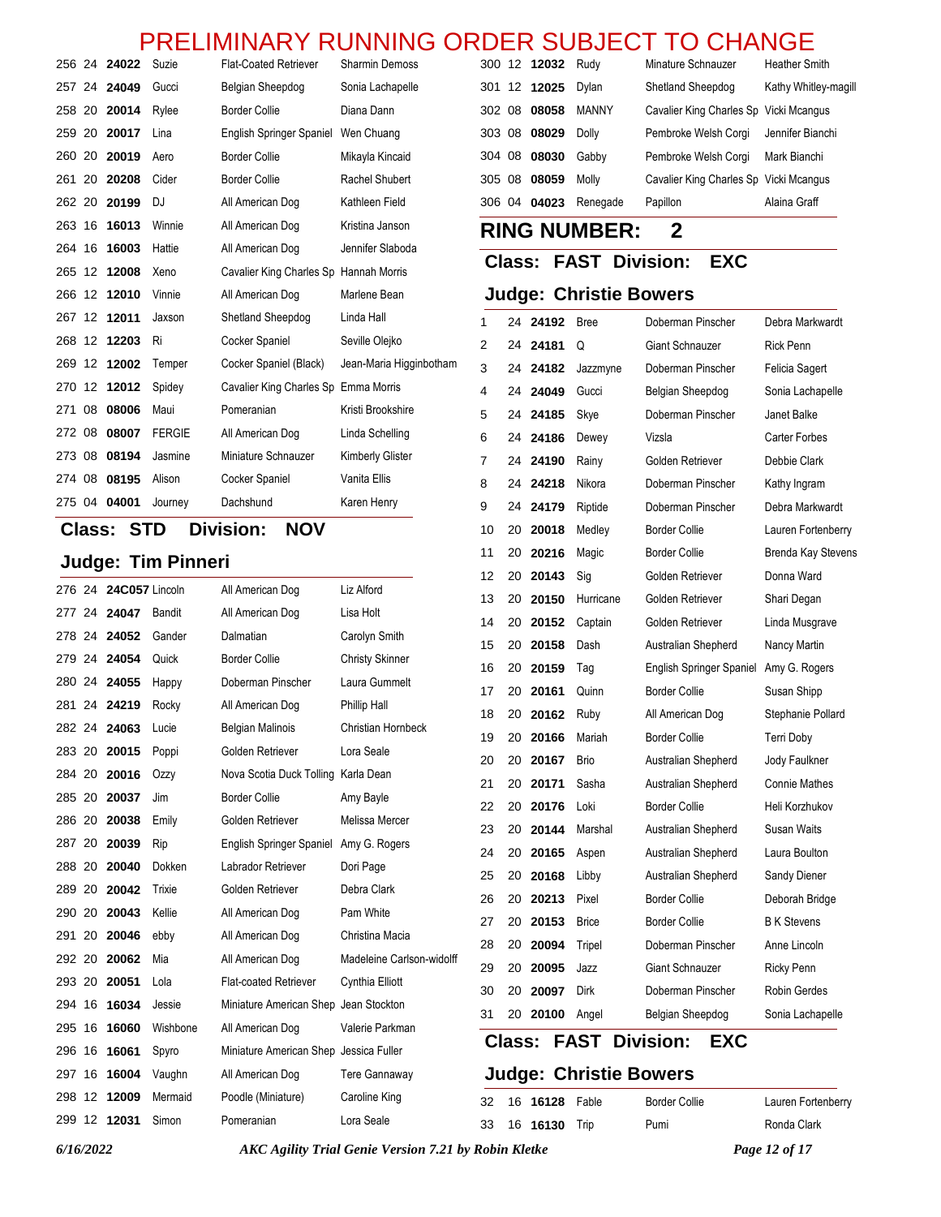# PRELIMINARY RUNNING ORDER SUBJECT TO CHANGE

| # | Ht | Armband | Name | Breed | Handler |
|---|---|---|---|---|---|
| 256 | 24 | **24022** | Suzie | Flat-Coated Retriever | Sharmin Demoss |
| 257 | 24 | **24049** | Gucci | Belgian Sheepdog | Sonia Lachapelle |
| 258 | 20 | **20014** | Rylee | Border Collie | Diana Dann |
| 259 | 20 | **20017** | Lina | English Springer Spaniel | Wen Chuang |
| 260 | 20 | **20019** | Aero | Border Collie | Mikayla Kincaid |
| 261 | 20 | **20208** | Cider | Border Collie | Rachel Shubert |
| 262 | 20 | **20199** | DJ | All American Dog | Kathleen Field |
| 263 | 16 | **16013** | Winnie | All American Dog | Kristina Janson |
| 264 | 16 | **16003** | Hattie | All American Dog | Jennifer Slaboda |
| 265 | 12 | **12008** | Xeno | Cavalier King Charles Sp | Hannah Morris |
| 266 | 12 | **12010** | Vinnie | All American Dog | Marlene Bean |
| 267 | 12 | **12011** | Jaxson | Shetland Sheepdog | Linda Hall |
| 268 | 12 | **12203** | Ri | Cocker Spaniel | Seville Olejko |
| 269 | 12 | **12002** | Temper | Cocker Spaniel (Black) | Jean-Maria Higginbotham |
| 270 | 12 | **12012** | Spidey | Cavalier King Charles Sp | Emma Morris |
| 271 | 08 | **08006** | Maui | Pomeranian | Kristi Brookshire |
| 272 | 08 | **08007** | FERGIE | All American Dog | Linda Schelling |
| 273 | 08 | **08194** | Jasmine | Miniature Schnauzer | Kimberly Glister |
| 274 | 08 | **08195** | Alison | Cocker Spaniel | Vanita Ellis |
| 275 | 04 | **04001** | Journey | Dachshund | Karen Henry |

## Class: STD Division: NOV

## Judge: Tim Pinneri

| # | Ht | Armband | Name | Breed | Handler |
|---|---|---|---|---|---|
| 276 | 24 | **24C057** | Lincoln | All American Dog | Liz Alford |
| 277 | 24 | **24047** | Bandit | All American Dog | Lisa Holt |
| 278 | 24 | **24052** | Gander | Dalmatian | Carolyn Smith |
| 279 | 24 | **24054** | Quick | Border Collie | Christy Skinner |
| 280 | 24 | **24055** | Happy | Doberman Pinscher | Laura Gummelt |
| 281 | 24 | **24219** | Rocky | All American Dog | Phillip Hall |
| 282 | 24 | **24063** | Lucie | Belgian Malinois | Christian Hornbeck |
| 283 | 20 | **20015** | Poppi | Golden Retriever | Lora Seale |
| 284 | 20 | **20016** | Ozzy | Nova Scotia Duck Tolling | Karla Dean |
| 285 | 20 | **20037** | Jim | Border Collie | Amy Bayle |
| 286 | 20 | **20038** | Emily | Golden Retriever | Melissa Mercer |
| 287 | 20 | **20039** | Rip | English Springer Spaniel | Amy G. Rogers |
| 288 | 20 | **20040** | Dokken | Labrador Retriever | Dori Page |
| 289 | 20 | **20042** | Trixie | Golden Retriever | Debra Clark |
| 290 | 20 | **20043** | Kellie | All American Dog | Pam White |
| 291 | 20 | **20046** | ebby | All American Dog | Christina Macia |
| 292 | 20 | **20062** | Mia | All American Dog | Madeleine Carlson-widolff |
| 293 | 20 | **20051** | Lola | Flat-coated Retriever | Cynthia Elliott |
| 294 | 16 | **16034** | Jessie | Miniature American Shep | Jean Stockton |
| 295 | 16 | **16060** | Wishbone | All American Dog | Valerie Parkman |
| 296 | 16 | **16061** | Spyro | Miniature American Shep | Jessica Fuller |
| 297 | 16 | **16004** | Vaughn | All American Dog | Tere Gannaway |
| 298 | 12 | **12009** | Mermaid | Poodle (Miniature) | Caroline King |
| 299 | 12 | **12031** | Simon | Pomeranian | Lora Seale |
| 300 | 12 | **12032** | Rudy | Minature Schnauzer | Heather Smith |
| 301 | 12 | **12025** | Dylan | Shetland Sheepdog | Kathy Whitley-magill |
| 302 | 08 | **08058** | MANNY | Cavalier King Charles Sp | Vicki Mcangus |
| 303 | 08 | **08029** | Dolly | Pembroke Welsh Corgi | Jennifer Bianchi |
| 304 | 08 | **08030** | Gabby | Pembroke Welsh Corgi | Mark Bianchi |
| 305 | 08 | **08059** | Molly | Cavalier King Charles Sp | Vicki Mcangus |
| 306 | 04 | **04023** | Renegade | Papillon | Alaina Graff |

# RING NUMBER: 2

## Class: FAST Division: EXC

## Judge: Christie Bowers

| # | Ht | Armband | Name | Breed | Handler |
|---|---|---|---|---|---|
| 1 | 24 | **24192** | Bree | Doberman Pinscher | Debra Markwardt |
| 2 | 24 | **24181** | Q | Giant Schnauzer | Rick Penn |
| 3 | 24 | **24182** | Jazzmyne | Doberman Pinscher | Felicia Sagert |
| 4 | 24 | **24049** | Gucci | Belgian Sheepdog | Sonia Lachapelle |
| 5 | 24 | **24185** | Skye | Doberman Pinscher | Janet Balke |
| 6 | 24 | **24186** | Dewey | Vizsla | Carter Forbes |
| 7 | 24 | **24190** | Rainy | Golden Retriever | Debbie Clark |
| 8 | 24 | **24218** | Nikora | Doberman Pinscher | Kathy Ingram |
| 9 | 24 | **24179** | Riptide | Doberman Pinscher | Debra Markwardt |
| 10 | 20 | **20018** | Medley | Border Collie | Lauren Fortenberry |
| 11 | 20 | **20216** | Magic | Border Collie | Brenda Kay Stevens |
| 12 | 20 | **20143** | Sig | Golden Retriever | Donna Ward |
| 13 | 20 | **20150** | Hurricane | Golden Retriever | Shari Degan |
| 14 | 20 | **20152** | Captain | Golden Retriever | Linda Musgrave |
| 15 | 20 | **20158** | Dash | Australian Shepherd | Nancy Martin |
| 16 | 20 | **20159** | Tag | English Springer Spaniel | Amy G. Rogers |
| 17 | 20 | **20161** | Quinn | Border Collie | Susan Shipp |
| 18 | 20 | **20162** | Ruby | All American Dog | Stephanie Pollard |
| 19 | 20 | **20166** | Mariah | Border Collie | Terri Doby |
| 20 | 20 | **20167** | Brio | Australian Shepherd | Jody Faulkner |
| 21 | 20 | **20171** | Sasha | Australian Shepherd | Connie Mathes |
| 22 | 20 | **20176** | Loki | Border Collie | Heli Korzhukov |
| 23 | 20 | **20144** | Marshal | Australian Shepherd | Susan Waits |
| 24 | 20 | **20165** | Aspen | Australian Shepherd | Laura Boulton |
| 25 | 20 | **20168** | Libby | Australian Shepherd | Sandy Diener |
| 26 | 20 | **20213** | Pixel | Border Collie | Deborah Bridge |
| 27 | 20 | **20153** | Brice | Border Collie | B K Stevens |
| 28 | 20 | **20094** | Tripel | Doberman Pinscher | Anne Lincoln |
| 29 | 20 | **20095** | Jazz | Giant Schnauzer | Ricky Penn |
| 30 | 20 | **20097** | Dirk | Doberman Pinscher | Robin Gerdes |
| 31 | 20 | **20100** | Angel | Belgian Sheepdog | Sonia Lachapelle |

## Class: FAST Division: EXC

## Judge: Christie Bowers

| # | Ht | Armband | Name | Breed | Handler |
|---|---|---|---|---|---|
| 32 | 16 | **16128** | Fable | Border Collie | Lauren Fortenberry |
| 33 | 16 | **16130** | Trip | Pumi | Ronda Clark |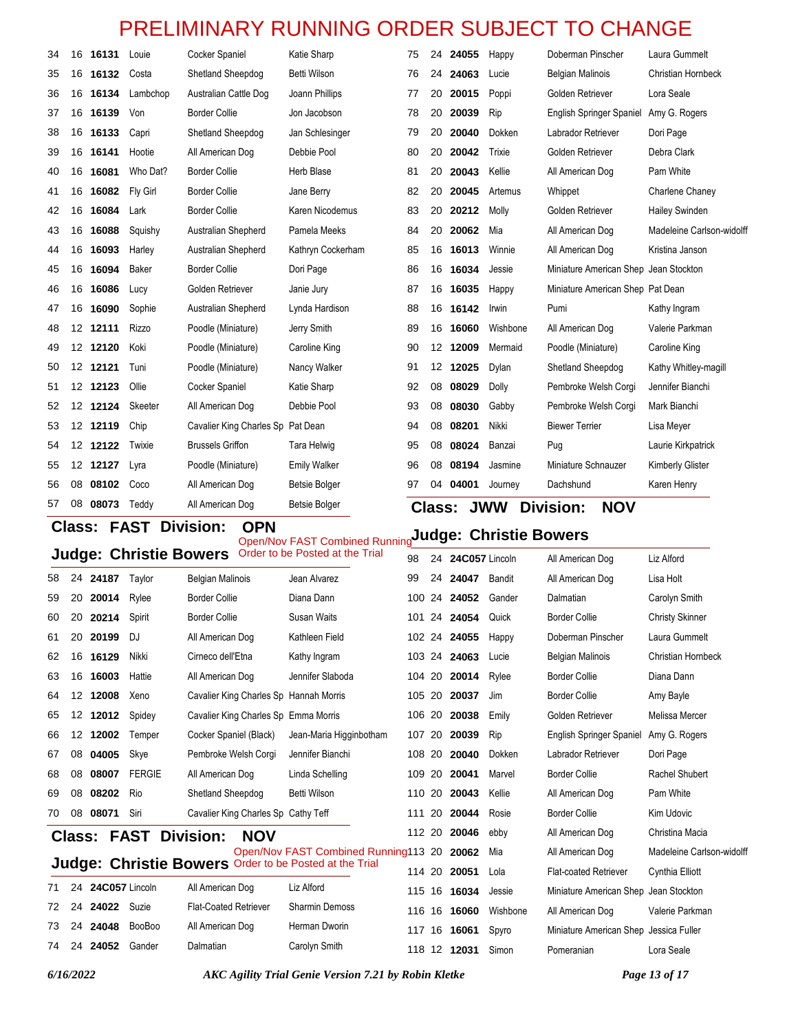# PRELIMINARY RUNNING ORDER SUBJECT TO CHANGE

| # | Ht | Armband | Dog | Breed | Handler |
|---|---|---|---|---|---|
| 34 | 16 | **16131** | Louie | Cocker Spaniel | Katie Sharp |
| 35 | 16 | **16132** | Costa | Shetland Sheepdog | Betti Wilson |
| 36 | 16 | **16134** | Lambchop | Australian Cattle Dog | Joann Phillips |
| 37 | 16 | **16139** | Von | Border Collie | Jon Jacobson |
| 38 | 16 | **16133** | Capri | Shetland Sheepdog | Jan Schlesinger |
| 39 | 16 | **16141** | Hootie | All American Dog | Debbie Pool |
| 40 | 16 | **16081** | Who Dat? | Border Collie | Herb Blase |
| 41 | 16 | **16082** | Fly Girl | Border Collie | Jane Berry |
| 42 | 16 | **16084** | Lark | Border Collie | Karen Nicodemus |
| 43 | 16 | **16088** | Squishy | Australian Shepherd | Pamela Meeks |
| 44 | 16 | **16093** | Harley | Australian Shepherd | Kathryn Cockerham |
| 45 | 16 | **16094** | Baker | Border Collie | Dori Page |
| 46 | 16 | **16086** | Lucy | Golden Retriever | Janie Jury |
| 47 | 16 | **16090** | Sophie | Australian Shepherd | Lynda Hardison |
| 48 | 12 | **12111** | Rizzo | Poodle (Miniature) | Jerry Smith |
| 49 | 12 | **12120** | Koki | Poodle (Miniature) | Caroline King |
| 50 | 12 | **12121** | Tuni | Poodle (Miniature) | Nancy Walker |
| 51 | 12 | **12123** | Ollie | Cocker Spaniel | Katie Sharp |
| 52 | 12 | **12124** | Skeeter | All American Dog | Debbie Pool |
| 53 | 12 | **12119** | Chip | Cavalier King Charles Sp | Pat Dean |
| 54 | 12 | **12122** | Twixie | Brussels Griffon | Tara Helwig |
| 55 | 12 | **12127** | Lyra | Poodle (Miniature) | Emily Walker |
| 56 | 08 | **08102** | Coco | All American Dog | Betsie Bolger |
| 57 | 08 | **08073** | Teddy | All American Dog | Betsie Bolger |

## Class: FAST Division: OPN
## Judge: Christie Bowers

Open/Nov FAST Combined Running Order to be Posted at the Trial

| # | Ht | Armband | Dog | Breed | Handler |
|---|---|---|---|---|---|
| 58 | 24 | **24187** | Taylor | Belgian Malinois | Jean Alvarez |
| 59 | 20 | **20014** | Rylee | Border Collie | Diana Dann |
| 60 | 20 | **20214** | Spirit | Border Collie | Susan Waits |
| 61 | 20 | **20199** | DJ | All American Dog | Kathleen Field |
| 62 | 16 | **16129** | Nikki | Cirneco dell'Etna | Kathy Ingram |
| 63 | 16 | **16003** | Hattie | All American Dog | Jennifer Slaboda |
| 64 | 12 | **12008** | Xeno | Cavalier King Charles Sp | Hannah Morris |
| 65 | 12 | **12012** | Spidey | Cavalier King Charles Sp | Emma Morris |
| 66 | 12 | **12002** | Temper | Cocker Spaniel (Black) | Jean-Maria Higginbotham |
| 67 | 08 | **04005** | Skye | Pembroke Welsh Corgi | Jennifer Bianchi |
| 68 | 08 | **08007** | FERGIE | All American Dog | Linda Schelling |
| 69 | 08 | **08202** | Rio | Shetland Sheepdog | Betti Wilson |
| 70 | 08 | **08071** | Siri | Cavalier King Charles Sp | Cathy Teff |

## Class: FAST Division: NOV
## Judge: Christie Bowers

Open/Nov FAST Combined Running Order to be Posted at the Trial

| # | Ht | Armband | Dog | Breed | Handler |
|---|---|---|---|---|---|
| 71 | 24 | **24C057** | Lincoln | All American Dog | Liz Alford |
| 72 | 24 | **24022** | Suzie | Flat-Coated Retriever | Sharmin Demoss |
| 73 | 24 | **24048** | BooBoo | All American Dog | Herman Dworin |
| 74 | 24 | **24052** | Gander | Dalmatian | Carolyn Smith |
| 75 | 24 | **24055** | Happy | Doberman Pinscher | Laura Gummelt |
| 76 | 24 | **24063** | Lucie | Belgian Malinois | Christian Hornbeck |
| 77 | 20 | **20015** | Poppi | Golden Retriever | Lora Seale |
| 78 | 20 | **20039** | Rip | English Springer Spaniel | Amy G. Rogers |
| 79 | 20 | **20040** | Dokken | Labrador Retriever | Dori Page |
| 80 | 20 | **20042** | Trixie | Golden Retriever | Debra Clark |
| 81 | 20 | **20043** | Kellie | All American Dog | Pam White |
| 82 | 20 | **20045** | Artemus | Whippet | Charlene Chaney |
| 83 | 20 | **20212** | Molly | Golden Retriever | Hailey Swinden |
| 84 | 20 | **20062** | Mia | All American Dog | Madeleine Carlson-widolff |
| 85 | 16 | **16013** | Winnie | All American Dog | Kristina Janson |
| 86 | 16 | **16034** | Jessie | Miniature American Shep | Jean Stockton |
| 87 | 16 | **16035** | Happy | Miniature American Shep | Pat Dean |
| 88 | 16 | **16142** | Irwin | Pumi | Kathy Ingram |
| 89 | 16 | **16060** | Wishbone | All American Dog | Valerie Parkman |
| 90 | 12 | **12009** | Mermaid | Poodle (Miniature) | Caroline King |
| 91 | 12 | **12025** | Dylan | Shetland Sheepdog | Kathy Whitley-magill |
| 92 | 08 | **08029** | Dolly | Pembroke Welsh Corgi | Jennifer Bianchi |
| 93 | 08 | **08030** | Gabby | Pembroke Welsh Corgi | Mark Bianchi |
| 94 | 08 | **08201** | Nikki | Biewer Terrier | Lisa Meyer |
| 95 | 08 | **08024** | Banzai | Pug | Laurie Kirkpatrick |
| 96 | 08 | **08194** | Jasmine | Miniature Schnauzer | Kimberly Glister |
| 97 | 04 | **04001** | Journey | Dachshund | Karen Henry |

## Class: JWW Division: NOV
## Judge: Christie Bowers

| # | Ht | Armband | Dog | Breed | Handler |
|---|---|---|---|---|---|
| 98 | 24 | **24C057** | Lincoln | All American Dog | Liz Alford |
| 99 | 24 | **24047** | Bandit | All American Dog | Lisa Holt |
| 100 | 24 | **24052** | Gander | Dalmatian | Carolyn Smith |
| 101 | 24 | **24054** | Quick | Border Collie | Christy Skinner |
| 102 | 24 | **24055** | Happy | Doberman Pinscher | Laura Gummelt |
| 103 | 24 | **24063** | Lucie | Belgian Malinois | Christian Hornbeck |
| 104 | 20 | **20014** | Rylee | Border Collie | Diana Dann |
| 105 | 20 | **20037** | Jim | Border Collie | Amy Bayle |
| 106 | 20 | **20038** | Emily | Golden Retriever | Melissa Mercer |
| 107 | 20 | **20039** | Rip | English Springer Spaniel | Amy G. Rogers |
| 108 | 20 | **20040** | Dokken | Labrador Retriever | Dori Page |
| 109 | 20 | **20041** | Marvel | Border Collie | Rachel Shubert |
| 110 | 20 | **20043** | Kellie | All American Dog | Pam White |
| 111 | 20 | **20044** | Rosie | Border Collie | Kim Udovic |
| 112 | 20 | **20046** | ebby | All American Dog | Christina Macia |
| 113 | 20 | **20062** | Mia | All American Dog | Madeleine Carlson-widolff |
| 114 | 20 | **20051** | Lola | Flat-coated Retriever | Cynthia Elliott |
| 115 | 16 | **16034** | Jessie | Miniature American Shep | Jean Stockton |
| 116 | 16 | **16060** | Wishbone | All American Dog | Valerie Parkman |
| 117 | 16 | **16061** | Spyro | Miniature American Shep | Jessica Fuller |
| 118 | 12 | **12031** | Simon | Pomeranian | Lora Seale |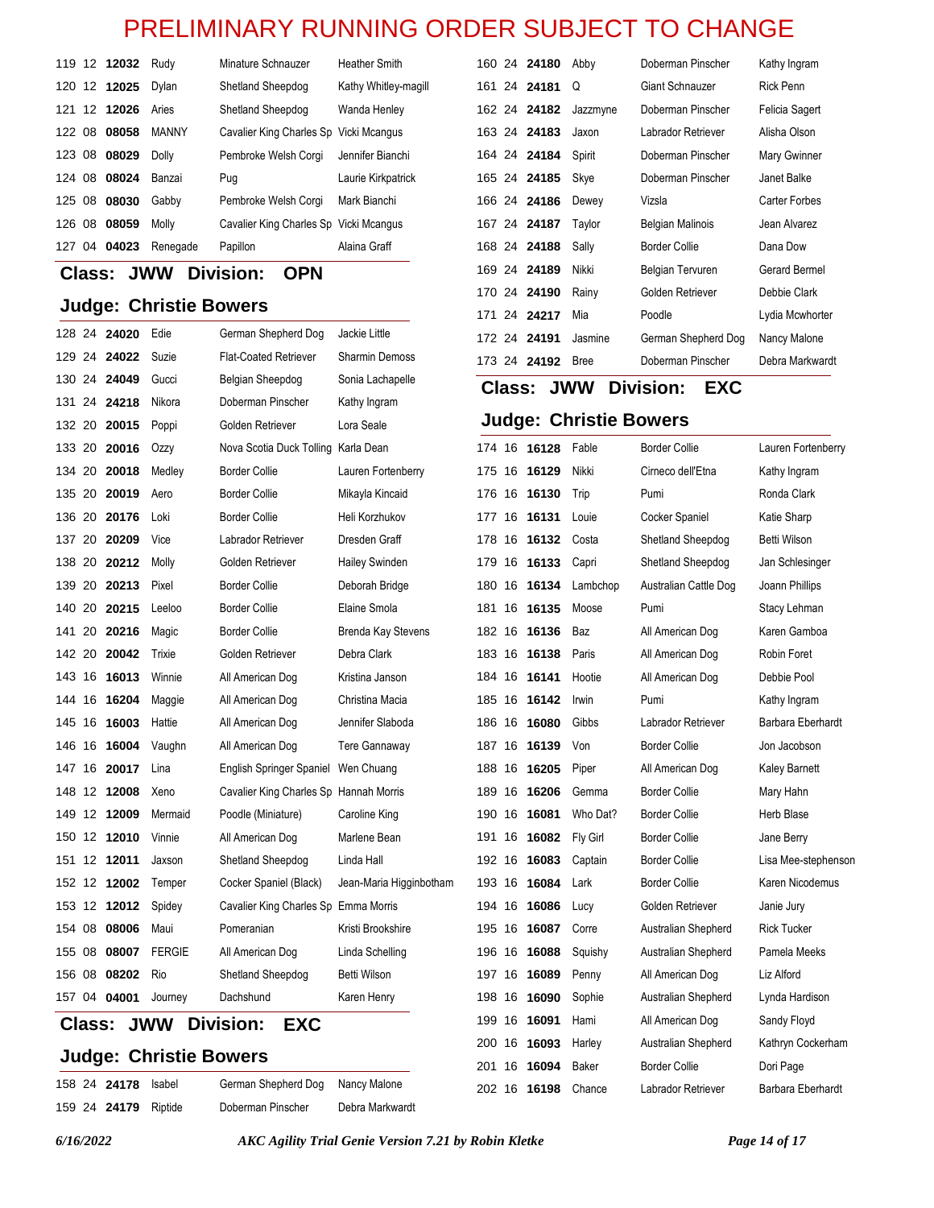# PRELIMINARY RUNNING ORDER SUBJECT TO CHANGE

| | | | | | |
|---|---|---|---|---|---|
| 119 | 12 | **12032** | Rudy | Minature Schnauzer | Heather Smith |
| 120 | 12 | **12025** | Dylan | Shetland Sheepdog | Kathy Whitley-magill |
| 121 | 12 | **12026** | Aries | Shetland Sheepdog | Wanda Henley |
| 122 | 08 | **08058** | MANNY | Cavalier King Charles Sp | Vicki Mcangus |
| 123 | 08 | **08029** | Dolly | Pembroke Welsh Corgi | Jennifer Bianchi |
| 124 | 08 | **08024** | Banzai | Pug | Laurie Kirkpatrick |
| 125 | 08 | **08030** | Gabby | Pembroke Welsh Corgi | Mark Bianchi |
| 126 | 08 | **08059** | Molly | Cavalier King Charles Sp | Vicki Mcangus |
| 127 | 04 | **04023** | Renegade | Papillon | Alaina Graff |

## Class: JWW Division: OPN

### Judge: Christie Bowers

| | | | | | |
|---|---|---|---|---|---|
| 128 | 24 | **24020** | Edie | German Shepherd Dog | Jackie Little |
| 129 | 24 | **24022** | Suzie | Flat-Coated Retriever | Sharmin Demoss |
| 130 | 24 | **24049** | Gucci | Belgian Sheepdog | Sonia Lachapelle |
| 131 | 24 | **24218** | Nikora | Doberman Pinscher | Kathy Ingram |
| 132 | 20 | **20015** | Poppi | Golden Retriever | Lora Seale |
| 133 | 20 | **20016** | Ozzy | Nova Scotia Duck Tolling | Karla Dean |
| 134 | 20 | **20018** | Medley | Border Collie | Lauren Fortenberry |
| 135 | 20 | **20019** | Aero | Border Collie | Mikayla Kincaid |
| 136 | 20 | **20176** | Loki | Border Collie | Heli Korzhukov |
| 137 | 20 | **20209** | Vice | Labrador Retriever | Dresden Graff |
| 138 | 20 | **20212** | Molly | Golden Retriever | Hailey Swinden |
| 139 | 20 | **20213** | Pixel | Border Collie | Deborah Bridge |
| 140 | 20 | **20215** | Leeloo | Border Collie | Elaine Smola |
| 141 | 20 | **20216** | Magic | Border Collie | Brenda Kay Stevens |
| 142 | 20 | **20042** | Trixie | Golden Retriever | Debra Clark |
| 143 | 16 | **16013** | Winnie | All American Dog | Kristina Janson |
| 144 | 16 | **16204** | Maggie | All American Dog | Christina Macia |
| 145 | 16 | **16003** | Hattie | All American Dog | Jennifer Slaboda |
| 146 | 16 | **16004** | Vaughn | All American Dog | Tere Gannaway |
| 147 | 16 | **20017** | Lina | English Springer Spaniel | Wen Chuang |
| 148 | 12 | **12008** | Xeno | Cavalier King Charles Sp | Hannah Morris |
| 149 | 12 | **12009** | Mermaid | Poodle (Miniature) | Caroline King |
| 150 | 12 | **12010** | Vinnie | All American Dog | Marlene Bean |
| 151 | 12 | **12011** | Jaxson | Shetland Sheepdog | Linda Hall |
| 152 | 12 | **12002** | Temper | Cocker Spaniel (Black) | Jean-Maria Higginbotham |
| 153 | 12 | **12012** | Spidey | Cavalier King Charles Sp | Emma Morris |
| 154 | 08 | **08006** | Maui | Pomeranian | Kristi Brookshire |
| 155 | 08 | **08007** | FERGIE | All American Dog | Linda Schelling |
| 156 | 08 | **08202** | Rio | Shetland Sheepdog | Betti Wilson |
| 157 | 04 | **04001** | Journey | Dachshund | Karen Henry |

## Class: JWW Division: EXC

### Judge: Christie Bowers

| | | | | | |
|---|---|---|---|---|---|
| 158 | 24 | **24178** | Isabel | German Shepherd Dog | Nancy Malone |
| 159 | 24 | **24179** | Riptide | Doberman Pinscher | Debra Markwardt |
| 160 | 24 | **24180** | Abby | Doberman Pinscher | Kathy Ingram |
| 161 | 24 | **24181** | Q | Giant Schnauzer | Rick Penn |
| 162 | 24 | **24182** | Jazzmyne | Doberman Pinscher | Felicia Sagert |
| 163 | 24 | **24183** | Jaxon | Labrador Retriever | Alisha Olson |
| 164 | 24 | **24184** | Spirit | Doberman Pinscher | Mary Gwinner |
| 165 | 24 | **24185** | Skye | Doberman Pinscher | Janet Balke |
| 166 | 24 | **24186** | Dewey | Vizsla | Carter Forbes |
| 167 | 24 | **24187** | Taylor | Belgian Malinois | Jean Alvarez |
| 168 | 24 | **24188** | Sally | Border Collie | Dana Dow |
| 169 | 24 | **24189** | Nikki | Belgian Tervuren | Gerard Bermel |
| 170 | 24 | **24190** | Rainy | Golden Retriever | Debbie Clark |
| 171 | 24 | **24217** | Mia | Poodle | Lydia Mcwhorter |
| 172 | 24 | **24191** | Jasmine | German Shepherd Dog | Nancy Malone |
| 173 | 24 | **24192** | Bree | Doberman Pinscher | Debra Markwardt |

## Class: JWW Division: EXC

### Judge: Christie Bowers

| | | | | | |
|---|---|---|---|---|---|
| 174 | 16 | **16128** | Fable | Border Collie | Lauren Fortenberry |
| 175 | 16 | **16129** | Nikki | Cirneco dell'Etna | Kathy Ingram |
| 176 | 16 | **16130** | Trip | Pumi | Ronda Clark |
| 177 | 16 | **16131** | Louie | Cocker Spaniel | Katie Sharp |
| 178 | 16 | **16132** | Costa | Shetland Sheepdog | Betti Wilson |
| 179 | 16 | **16133** | Capri | Shetland Sheepdog | Jan Schlesinger |
| 180 | 16 | **16134** | Lambchop | Australian Cattle Dog | Joann Phillips |
| 181 | 16 | **16135** | Moose | Pumi | Stacy Lehman |
| 182 | 16 | **16136** | Baz | All American Dog | Karen Gamboa |
| 183 | 16 | **16138** | Paris | All American Dog | Robin Foret |
| 184 | 16 | **16141** | Hootie | All American Dog | Debbie Pool |
| 185 | 16 | **16142** | Irwin | Pumi | Kathy Ingram |
| 186 | 16 | **16080** | Gibbs | Labrador Retriever | Barbara Eberhardt |
| 187 | 16 | **16139** | Von | Border Collie | Jon Jacobson |
| 188 | 16 | **16205** | Piper | All American Dog | Kaley Barnett |
| 189 | 16 | **16206** | Gemma | Border Collie | Mary Hahn |
| 190 | 16 | **16081** | Who Dat? | Border Collie | Herb Blase |
| 191 | 16 | **16082** | Fly Girl | Border Collie | Jane Berry |
| 192 | 16 | **16083** | Captain | Border Collie | Lisa Mee-stephenson |
| 193 | 16 | **16084** | Lark | Border Collie | Karen Nicodemus |
| 194 | 16 | **16086** | Lucy | Golden Retriever | Janie Jury |
| 195 | 16 | **16087** | Corre | Australian Shepherd | Rick Tucker |
| 196 | 16 | **16088** | Squishy | Australian Shepherd | Pamela Meeks |
| 197 | 16 | **16089** | Penny | All American Dog | Liz Alford |
| 198 | 16 | **16090** | Sophie | Australian Shepherd | Lynda Hardison |
| 199 | 16 | **16091** | Hami | All American Dog | Sandy Floyd |
| 200 | 16 | **16093** | Harley | Australian Shepherd | Kathryn Cockerham |
| 201 | 16 | **16094** | Baker | Border Collie | Dori Page |
| 202 | 16 | **16198** | Chance | Labrador Retriever | Barbara Eberhardt |

*6/16/2022* *AKC Agility Trial Genie Version 7.21 by Robin Kletke*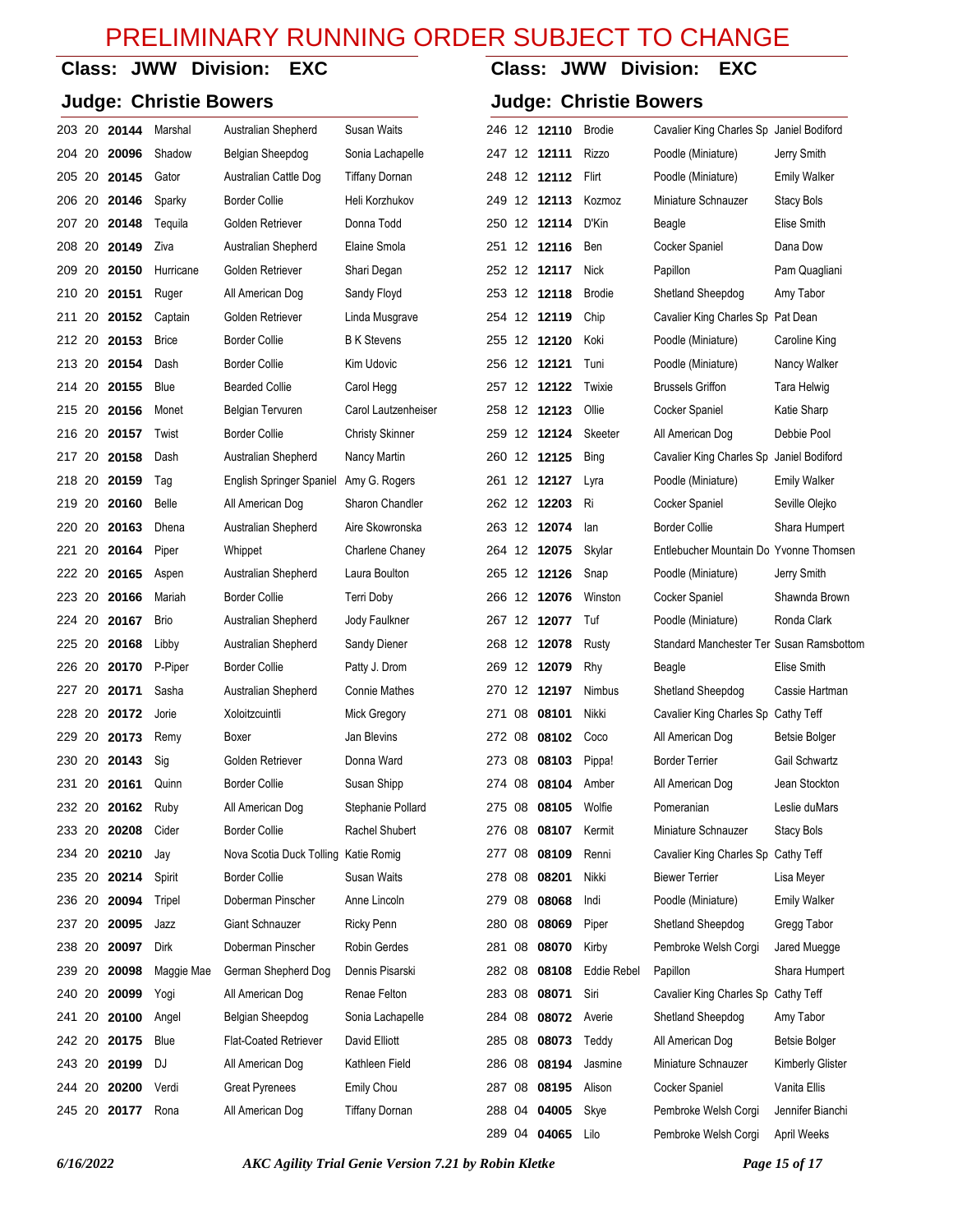# PRELIMINARY RUNNING ORDER SUBJECT TO CHANGE

## Class: JWW Division: EXC

### Judge: Christie Bowers

| # | Ht | Armband | Call Name | Breed | Handler |
|---|---|---|---|---|---|
| 203 | 20 | **20144** | Marshal | Australian Shepherd | Susan Waits |
| 204 | 20 | **20096** | Shadow | Belgian Sheepdog | Sonia Lachapelle |
| 205 | 20 | **20145** | Gator | Australian Cattle Dog | Tiffany Dornan |
| 206 | 20 | **20146** | Sparky | Border Collie | Heli Korzhukov |
| 207 | 20 | **20148** | Tequila | Golden Retriever | Donna Todd |
| 208 | 20 | **20149** | Ziva | Australian Shepherd | Elaine Smola |
| 209 | 20 | **20150** | Hurricane | Golden Retriever | Shari Degan |
| 210 | 20 | **20151** | Ruger | All American Dog | Sandy Floyd |
| 211 | 20 | **20152** | Captain | Golden Retriever | Linda Musgrave |
| 212 | 20 | **20153** | Brice | Border Collie | B K Stevens |
| 213 | 20 | **20154** | Dash | Border Collie | Kim Udovic |
| 214 | 20 | **20155** | Blue | Bearded Collie | Carol Hegg |
| 215 | 20 | **20156** | Monet | Belgian Tervuren | Carol Lautzenheiser |
| 216 | 20 | **20157** | Twist | Border Collie | Christy Skinner |
| 217 | 20 | **20158** | Dash | Australian Shepherd | Nancy Martin |
| 218 | 20 | **20159** | Tag | English Springer Spaniel | Amy G. Rogers |
| 219 | 20 | **20160** | Belle | All American Dog | Sharon Chandler |
| 220 | 20 | **20163** | Dhena | Australian Shepherd | Aire Skowronska |
| 221 | 20 | **20164** | Piper | Whippet | Charlene Chaney |
| 222 | 20 | **20165** | Aspen | Australian Shepherd | Laura Boulton |
| 223 | 20 | **20166** | Mariah | Border Collie | Terri Doby |
| 224 | 20 | **20167** | Brio | Australian Shepherd | Jody Faulkner |
| 225 | 20 | **20168** | Libby | Australian Shepherd | Sandy Diener |
| 226 | 20 | **20170** | P-Piper | Border Collie | Patty J. Drom |
| 227 | 20 | **20171** | Sasha | Australian Shepherd | Connie Mathes |
| 228 | 20 | **20172** | Jorie | Xoloitzcuintli | Mick Gregory |
| 229 | 20 | **20173** | Remy | Boxer | Jan Blevins |
| 230 | 20 | **20143** | Sig | Golden Retriever | Donna Ward |
| 231 | 20 | **20161** | Quinn | Border Collie | Susan Shipp |
| 232 | 20 | **20162** | Ruby | All American Dog | Stephanie Pollard |
| 233 | 20 | **20208** | Cider | Border Collie | Rachel Shubert |
| 234 | 20 | **20210** | Jay | Nova Scotia Duck Tolling | Katie Romig |
| 235 | 20 | **20214** | Spirit | Border Collie | Susan Waits |
| 236 | 20 | **20094** | Tripel | Doberman Pinscher | Anne Lincoln |
| 237 | 20 | **20095** | Jazz | Giant Schnauzer | Ricky Penn |
| 238 | 20 | **20097** | Dirk | Doberman Pinscher | Robin Gerdes |
| 239 | 20 | **20098** | Maggie Mae | German Shepherd Dog | Dennis Pisarski |
| 240 | 20 | **20099** | Yogi | All American Dog | Renae Felton |
| 241 | 20 | **20100** | Angel | Belgian Sheepdog | Sonia Lachapelle |
| 242 | 20 | **20175** | Blue | Flat-Coated Retriever | David Elliott |
| 243 | 20 | **20199** | DJ | All American Dog | Kathleen Field |
| 244 | 20 | **20200** | Verdi | Great Pyrenees | Emily Chou |
| 245 | 20 | **20177** | Rona | All American Dog | Tiffany Dornan |

## Class: JWW Division: EXC

### Judge: Christie Bowers

| # | Ht | Armband | Call Name | Breed | Handler |
|---|---|---|---|---|---|
| 246 | 12 | **12110** | Brodie | Cavalier King Charles Sp | Janiel Bodiford |
| 247 | 12 | **12111** | Rizzo | Poodle (Miniature) | Jerry Smith |
| 248 | 12 | **12112** | Flirt | Poodle (Miniature) | Emily Walker |
| 249 | 12 | **12113** | Kozmoz | Miniature Schnauzer | Stacy Bols |
| 250 | 12 | **12114** | D'Kin | Beagle | Elise Smith |
| 251 | 12 | **12116** | Ben | Cocker Spaniel | Dana Dow |
| 252 | 12 | **12117** | Nick | Papillon | Pam Quagliani |
| 253 | 12 | **12118** | Brodie | Shetland Sheepdog | Amy Tabor |
| 254 | 12 | **12119** | Chip | Cavalier King Charles Sp | Pat Dean |
| 255 | 12 | **12120** | Koki | Poodle (Miniature) | Caroline King |
| 256 | 12 | **12121** | Tuni | Poodle (Miniature) | Nancy Walker |
| 257 | 12 | **12122** | Twixie | Brussels Griffon | Tara Helwig |
| 258 | 12 | **12123** | Ollie | Cocker Spaniel | Katie Sharp |
| 259 | 12 | **12124** | Skeeter | All American Dog | Debbie Pool |
| 260 | 12 | **12125** | Bing | Cavalier King Charles Sp | Janiel Bodiford |
| 261 | 12 | **12127** | Lyra | Poodle (Miniature) | Emily Walker |
| 262 | 12 | **12203** | Ri | Cocker Spaniel | Seville Olejko |
| 263 | 12 | **12074** | Ian | Border Collie | Shara Humpert |
| 264 | 12 | **12075** | Skylar | Entlebucher Mountain Do | Yvonne Thomsen |
| 265 | 12 | **12126** | Snap | Poodle (Miniature) | Jerry Smith |
| 266 | 12 | **12076** | Winston | Cocker Spaniel | Shawnda Brown |
| 267 | 12 | **12077** | Tuf | Poodle (Miniature) | Ronda Clark |
| 268 | 12 | **12078** | Rusty | Standard Manchester Ter | Susan Ramsbottom |
| 269 | 12 | **12079** | Rhy | Beagle | Elise Smith |
| 270 | 12 | **12197** | Nimbus | Shetland Sheepdog | Cassie Hartman |
| 271 | 08 | **08101** | Nikki | Cavalier King Charles Sp | Cathy Teff |
| 272 | 08 | **08102** | Coco | All American Dog | Betsie Bolger |
| 273 | 08 | **08103** | Pippa! | Border Terrier | Gail Schwartz |
| 274 | 08 | **08104** | Amber | All American Dog | Jean Stockton |
| 275 | 08 | **08105** | Wolfie | Pomeranian | Leslie duMars |
| 276 | 08 | **08107** | Kermit | Miniature Schnauzer | Stacy Bols |
| 277 | 08 | **08109** | Renni | Cavalier King Charles Sp | Cathy Teff |
| 278 | 08 | **08201** | Nikki | Biewer Terrier | Lisa Meyer |
| 279 | 08 | **08068** | Indi | Poodle (Miniature) | Emily Walker |
| 280 | 08 | **08069** | Piper | Shetland Sheepdog | Gregg Tabor |
| 281 | 08 | **08070** | Kirby | Pembroke Welsh Corgi | Jared Muegge |
| 282 | 08 | **08108** | Eddie Rebel | Papillon | Shara Humpert |
| 283 | 08 | **08071** | Siri | Cavalier King Charles Sp | Cathy Teff |
| 284 | 08 | **08072** | Averie | Shetland Sheepdog | Amy Tabor |
| 285 | 08 | **08073** | Teddy | All American Dog | Betsie Bolger |
| 286 | 08 | **08194** | Jasmine | Miniature Schnauzer | Kimberly Glister |
| 287 | 08 | **08195** | Alison | Cocker Spaniel | Vanita Ellis |
| 288 | 04 | **04005** | Skye | Pembroke Welsh Corgi | Jennifer Bianchi |
| 289 | 04 | **04065** | Lilo | Pembroke Welsh Corgi | April Weeks |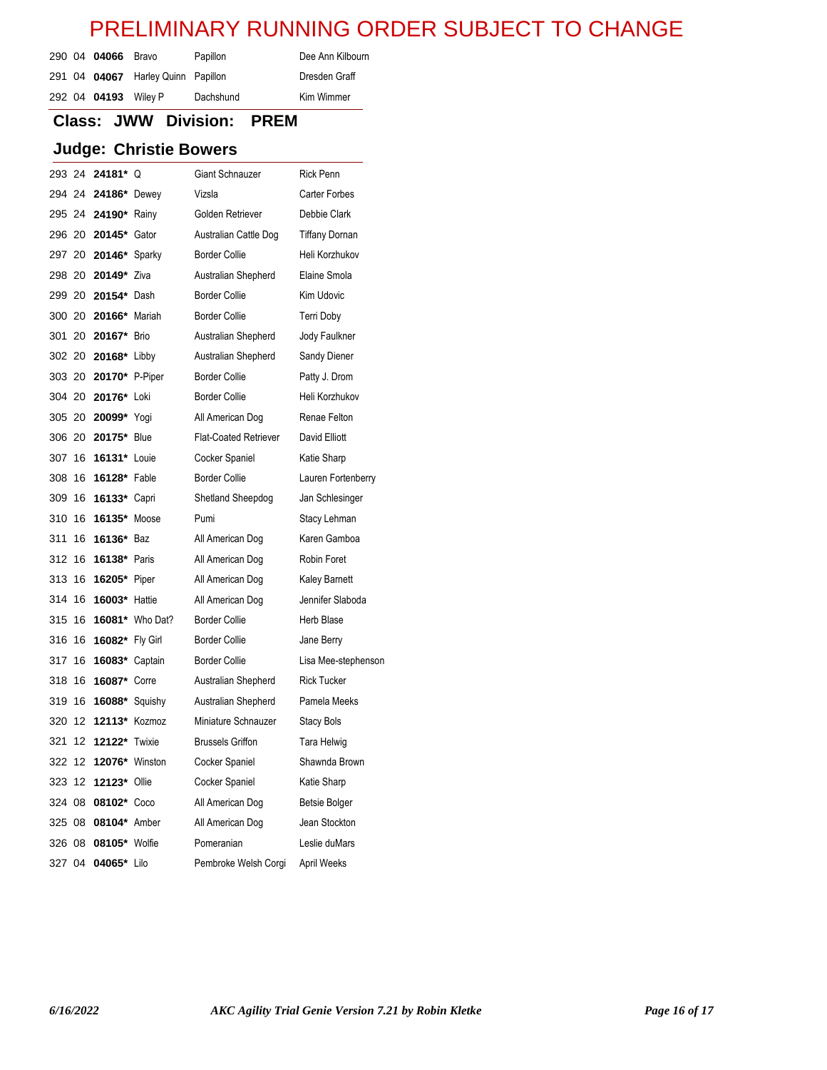# PRELIMINARY RUNNING ORDER SUBJECT TO CHANGE

| | | | | | |
|---|---|---|---|---|---|
| 290 | 04 | **04066** | Bravo | Papillon | Dee Ann Kilbourn |
| 291 | 04 | **04067** | Harley Quinn | Papillon | Dresden Graff |
| 292 | 04 | **04193** | Wiley P | Dachshund | Kim Wimmer |

## Class: JWW Division: PREM

## Judge: Christie Bowers

| | | | | | |
|---|---|---|---|---|---|
| 293 | 24 | **24181*** | Q | Giant Schnauzer | Rick Penn |
| 294 | 24 | **24186*** | Dewey | Vizsla | Carter Forbes |
| 295 | 24 | **24190*** | Rainy | Golden Retriever | Debbie Clark |
| 296 | 20 | **20145*** | Gator | Australian Cattle Dog | Tiffany Dornan |
| 297 | 20 | **20146*** | Sparky | Border Collie | Heli Korzhukov |
| 298 | 20 | **20149*** | Ziva | Australian Shepherd | Elaine Smola |
| 299 | 20 | **20154*** | Dash | Border Collie | Kim Udovic |
| 300 | 20 | **20166*** | Mariah | Border Collie | Terri Doby |
| 301 | 20 | **20167*** | Brio | Australian Shepherd | Jody Faulkner |
| 302 | 20 | **20168*** | Libby | Australian Shepherd | Sandy Diener |
| 303 | 20 | **20170*** | P-Piper | Border Collie | Patty J. Drom |
| 304 | 20 | **20176*** | Loki | Border Collie | Heli Korzhukov |
| 305 | 20 | **20099*** | Yogi | All American Dog | Renae Felton |
| 306 | 20 | **20175*** | Blue | Flat-Coated Retriever | David Elliott |
| 307 | 16 | **16131*** | Louie | Cocker Spaniel | Katie Sharp |
| 308 | 16 | **16128*** | Fable | Border Collie | Lauren Fortenberry |
| 309 | 16 | **16133*** | Capri | Shetland Sheepdog | Jan Schlesinger |
| 310 | 16 | **16135*** | Moose | Pumi | Stacy Lehman |
| 311 | 16 | **16136*** | Baz | All American Dog | Karen Gamboa |
| 312 | 16 | **16138*** | Paris | All American Dog | Robin Foret |
| 313 | 16 | **16205*** | Piper | All American Dog | Kaley Barnett |
| 314 | 16 | **16003*** | Hattie | All American Dog | Jennifer Slaboda |
| 315 | 16 | **16081*** | Who Dat? | Border Collie | Herb Blase |
| 316 | 16 | **16082*** | Fly Girl | Border Collie | Jane Berry |
| 317 | 16 | **16083*** | Captain | Border Collie | Lisa Mee-stephenson |
| 318 | 16 | **16087*** | Corre | Australian Shepherd | Rick Tucker |
| 319 | 16 | **16088*** | Squishy | Australian Shepherd | Pamela Meeks |
| 320 | 12 | **12113*** | Kozmoz | Miniature Schnauzer | Stacy Bols |
| 321 | 12 | **12122*** | Twixie | Brussels Griffon | Tara Helwig |
| 322 | 12 | **12076*** | Winston | Cocker Spaniel | Shawnda Brown |
| 323 | 12 | **12123*** | Ollie | Cocker Spaniel | Katie Sharp |
| 324 | 08 | **08102*** | Coco | All American Dog | Betsie Bolger |
| 325 | 08 | **08104*** | Amber | All American Dog | Jean Stockton |
| 326 | 08 | **08105*** | Wolfie | Pomeranian | Leslie duMars |
| 327 | 04 | **04065*** | Lilo | Pembroke Welsh Corgi | April Weeks |